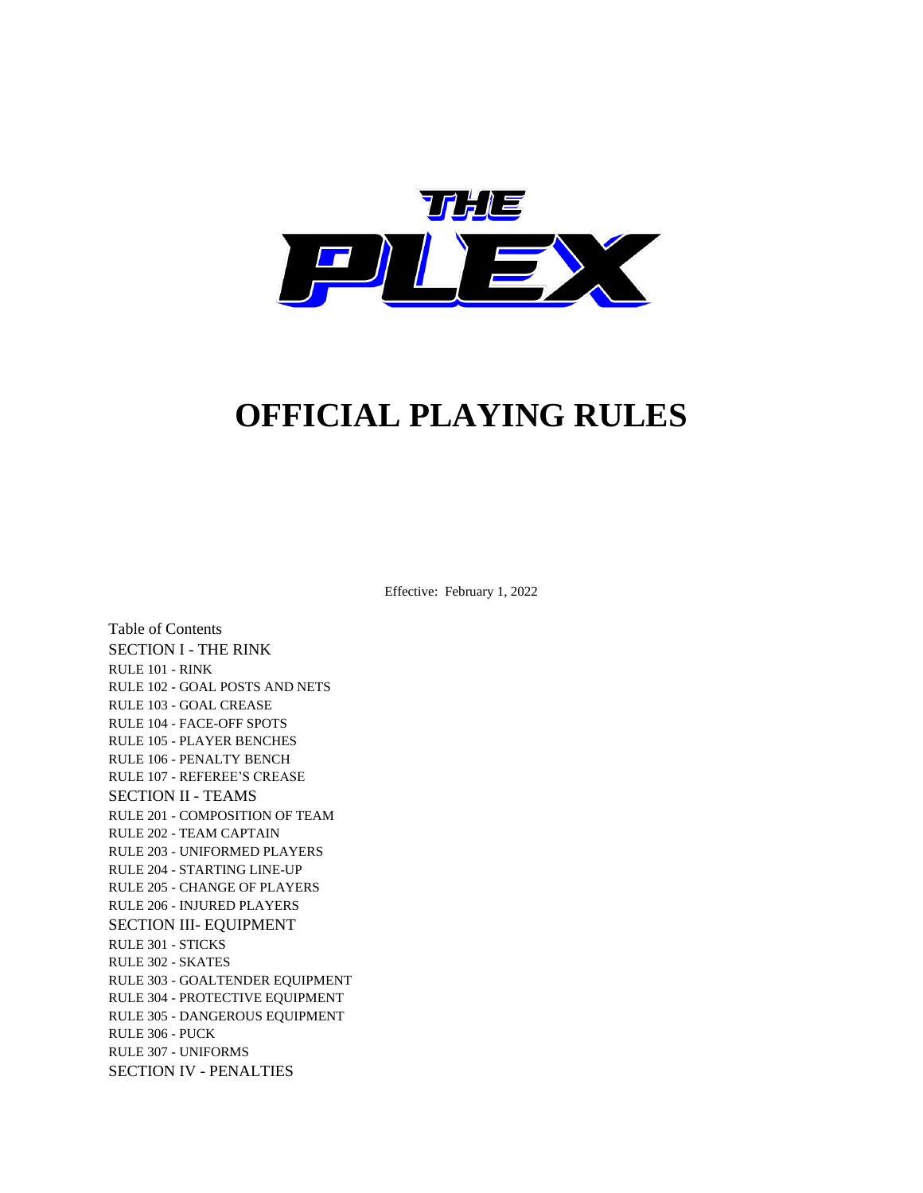THE PLEX

# OFFICIAL PLAYING RULES

Effective: February 1, 2022

Table of Contents

SECTION I - THE RINK

RULE 101 - RINK

RULE 102 - GOAL POSTS AND NETS

RULE 103 - GOAL CREASE

RULE 104 - FACE-OFF SPOTS

RULE 105 - PLAYER BENCHES

RULE 106 - PENALTY BENCH

RULE 107 - REFEREE'S CREASE

SECTION II - TEAMS

RULE 201 - COMPOSITION OF TEAM

RULE 202 - TEAM CAPTAIN

RULE 203 - UNIFORMED PLAYERS

RULE 204 - STARTING LINE-UP

RULE 205 - CHANGE OF PLAYERS

RULE 206 - INJURED PLAYERS

SECTION III- EQUIPMENT

RULE 301 - STICKS

RULE 302 - SKATES

RULE 303 - GOALTENDER EQUIPMENT

RULE 304 - PROTECTIVE EQUIPMENT

RULE 305 - DANGEROUS EQUIPMENT

RULE 306 - PUCK

RULE 307 - UNIFORMS

SECTION IV - PENALTIES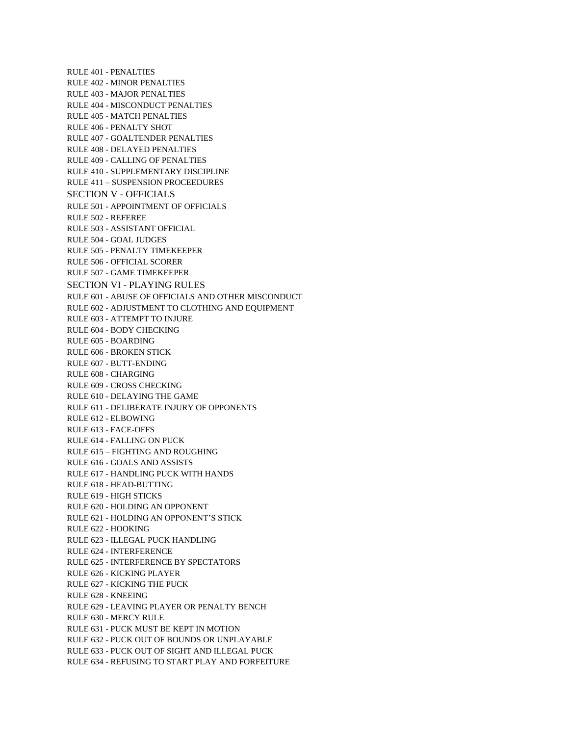RULE 401 - PENALTIES

RULE 402 - MINOR PENALTIES

RULE 403 - MAJOR PENALTIES

RULE 404 - MISCONDUCT PENALTIES

RULE 405 - MATCH PENALTIES

RULE 406 - PENALTY SHOT

RULE 407 - GOALTENDER PENALTIES

RULE 408 - DELAYED PENALTIES

RULE 409 - CALLING OF PENALTIES

RULE 410 - SUPPLEMENTARY DISCIPLINE

RULE 411 – SUSPENSION PROCEEDURES

## SECTION V - OFFICIALS

RULE 501 - APPOINTMENT OF OFFICIALS

RULE 502 - REFEREE

RULE 503 - ASSISTANT OFFICIAL

RULE 504 - GOAL JUDGES

RULE 505 - PENALTY TIMEKEEPER

RULE 506 - OFFICIAL SCORER

RULE 507 - GAME TIMEKEEPER

## SECTION VI - PLAYING RULES

RULE 601 - ABUSE OF OFFICIALS AND OTHER MISCONDUCT

RULE 602 - ADJUSTMENT TO CLOTHING AND EQUIPMENT

RULE 603 - ATTEMPT TO INJURE

RULE 604 - BODY CHECKING

RULE 605 - BOARDING

RULE 606 - BROKEN STICK

RULE 607 - BUTT-ENDING

RULE 608 - CHARGING

RULE 609 - CROSS CHECKING

RULE 610 - DELAYING THE GAME

RULE 611 - DELIBERATE INJURY OF OPPONENTS

RULE 612 - ELBOWING

RULE 613 - FACE-OFFS

RULE 614 - FALLING ON PUCK

RULE 615 – FIGHTING AND ROUGHING

RULE 616 - GOALS AND ASSISTS

RULE 617 - HANDLING PUCK WITH HANDS

RULE 618 - HEAD-BUTTING

RULE 619 - HIGH STICKS

RULE 620 - HOLDING AN OPPONENT

RULE 621 - HOLDING AN OPPONENT'S STICK

RULE 622 - HOOKING

RULE 623 - ILLEGAL PUCK HANDLING

RULE 624 - INTERFERENCE

RULE 625 - INTERFERENCE BY SPECTATORS

RULE 626 - KICKING PLAYER

RULE 627 - KICKING THE PUCK

RULE 628 - KNEEING

RULE 629 - LEAVING PLAYER OR PENALTY BENCH

RULE 630 - MERCY RULE

RULE 631 - PUCK MUST BE KEPT IN MOTION

RULE 632 - PUCK OUT OF BOUNDS OR UNPLAYABLE

RULE 633 - PUCK OUT OF SIGHT AND ILLEGAL PUCK

RULE 634 - REFUSING TO START PLAY AND FORFEITURE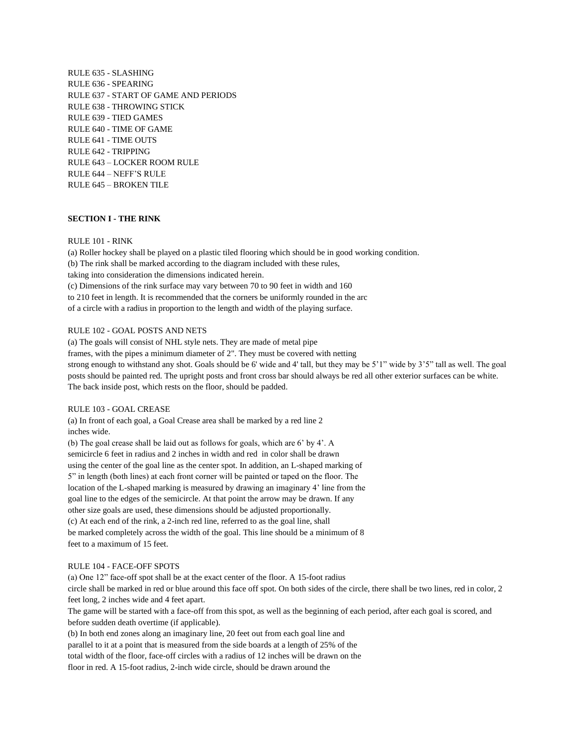RULE 635 - SLASHING
RULE 636 - SPEARING
RULE 637 - START OF GAME AND PERIODS
RULE 638 - THROWING STICK
RULE 639 - TIED GAMES
RULE 640 - TIME OF GAME
RULE 641 - TIME OUTS
RULE 642 - TRIPPING
RULE 643 – LOCKER ROOM RULE
RULE 644 – NEFF'S RULE
RULE 645 – BROKEN TILE

## SECTION I - THE RINK

RULE 101 - RINK

(a) Roller hockey shall be played on a plastic tiled flooring which should be in good working condition.
(b) The rink shall be marked according to the diagram included with these rules, taking into consideration the dimensions indicated herein.
(c) Dimensions of the rink surface may vary between 70 to 90 feet in width and 160 to 210 feet in length. It is recommended that the corners be uniformly rounded in the arc of a circle with a radius in proportion to the length and width of the playing surface.

RULE 102 - GOAL POSTS AND NETS

(a) The goals will consist of NHL style nets. They are made of metal pipe frames, with the pipes a minimum diameter of 2". They must be covered with netting strong enough to withstand any shot. Goals should be 6' wide and 4' tall, but they may be 5'1" wide by 3'5" tall as well. The goal posts should be painted red. The upright posts and front cross bar should always be red all other exterior surfaces can be white. The back inside post, which rests on the floor, should be padded.

RULE 103 - GOAL CREASE

(a) In front of each goal, a Goal Crease area shall be marked by a red line 2 inches wide.
(b) The goal crease shall be laid out as follows for goals, which are 6' by 4'. A semicircle 6 feet in radius and 2 inches in width and red in color shall be drawn using the center of the goal line as the center spot. In addition, an L-shaped marking of 5" in length (both lines) at each front corner will be painted or taped on the floor. The location of the L-shaped marking is measured by drawing an imaginary 4' line from the goal line to the edges of the semicircle. At that point the arrow may be drawn. If any other size goals are used, these dimensions should be adjusted proportionally.
(c) At each end of the rink, a 2-inch red line, referred to as the goal line, shall be marked completely across the width of the goal. This line should be a minimum of 8 feet to a maximum of 15 feet.

RULE 104 - FACE-OFF SPOTS

(a) One 12" face-off spot shall be at the exact center of the floor. A 15-foot radius circle shall be marked in red or blue around this face off spot. On both sides of the circle, there shall be two lines, red in color, 2 feet long, 2 inches wide and 4 feet apart.
The game will be started with a face-off from this spot, as well as the beginning of each period, after each goal is scored, and before sudden death overtime (if applicable).
(b) In both end zones along an imaginary line, 20 feet out from each goal line and parallel to it at a point that is measured from the side boards at a length of 25% of the total width of the floor, face-off circles with a radius of 12 inches will be drawn on the floor in red. A 15-foot radius, 2-inch wide circle, should be drawn around the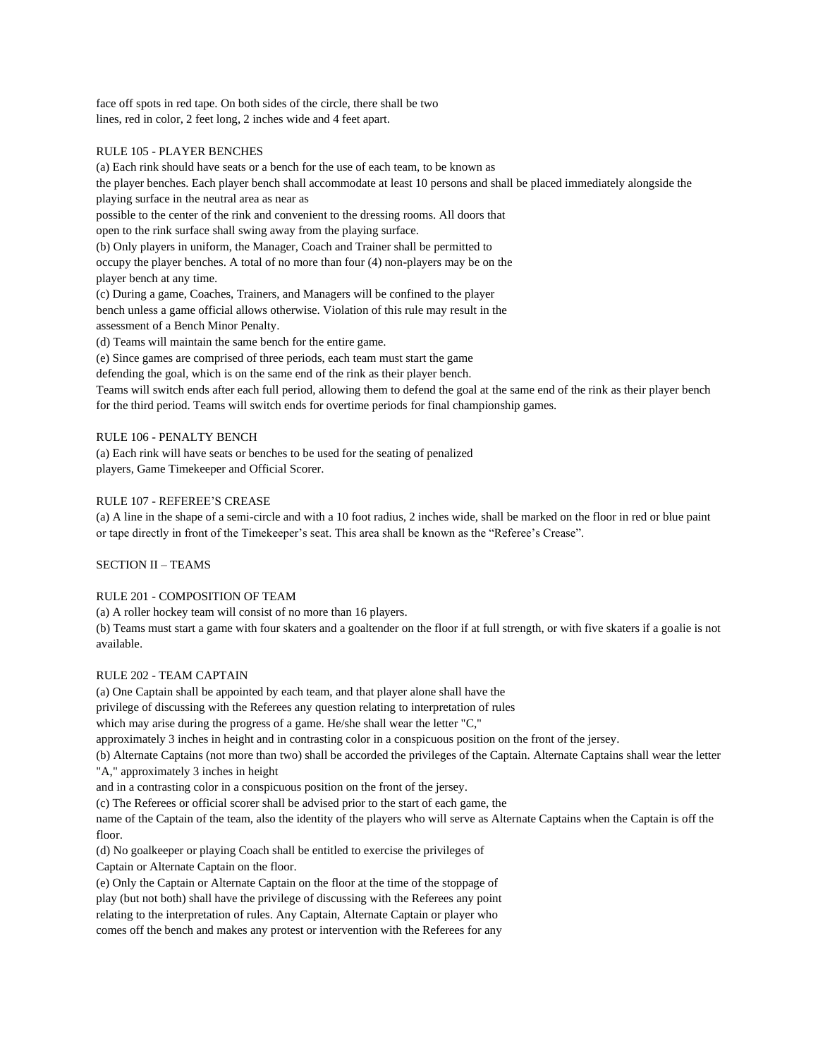face off spots in red tape. On both sides of the circle, there shall be two lines, red in color, 2 feet long, 2 inches wide and 4 feet apart.

RULE 105 - PLAYER BENCHES

(a) Each rink should have seats or a bench for the use of each team, to be known as the player benches. Each player bench shall accommodate at least 10 persons and shall be placed immediately alongside the playing surface in the neutral area as near as possible to the center of the rink and convenient to the dressing rooms. All doors that open to the rink surface shall swing away from the playing surface.

(b) Only players in uniform, the Manager, Coach and Trainer shall be permitted to occupy the player benches. A total of no more than four (4) non-players may be on the player bench at any time.

(c) During a game, Coaches, Trainers, and Managers will be confined to the player bench unless a game official allows otherwise. Violation of this rule may result in the assessment of a Bench Minor Penalty.

(d) Teams will maintain the same bench for the entire game.

(e) Since games are comprised of three periods, each team must start the game defending the goal, which is on the same end of the rink as their player bench. Teams will switch ends after each full period, allowing them to defend the goal at the same end of the rink as their player bench for the third period. Teams will switch ends for overtime periods for final championship games.

RULE 106 - PENALTY BENCH

(a) Each rink will have seats or benches to be used for the seating of penalized players, Game Timekeeper and Official Scorer.

RULE 107 - REFEREE’S CREASE

(a) A line in the shape of a semi-circle and with a 10 foot radius, 2 inches wide, shall be marked on the floor in red or blue paint or tape directly in front of the Timekeeper’s seat. This area shall be known as the “Referee’s Crease”.

SECTION II – TEAMS

RULE 201 - COMPOSITION OF TEAM

(a) A roller hockey team will consist of no more than 16 players.

(b) Teams must start a game with four skaters and a goaltender on the floor if at full strength, or with five skaters if a goalie is not available.

RULE 202 - TEAM CAPTAIN

(a) One Captain shall be appointed by each team, and that player alone shall have the privilege of discussing with the Referees any question relating to interpretation of rules which may arise during the progress of a game. He/she shall wear the letter "C," approximately 3 inches in height and in contrasting color in a conspicuous position on the front of the jersey.

(b) Alternate Captains (not more than two) shall be accorded the privileges of the Captain. Alternate Captains shall wear the letter "A," approximately 3 inches in height and in a contrasting color in a conspicuous position on the front of the jersey.

(c) The Referees or official scorer shall be advised prior to the start of each game, the name of the Captain of the team, also the identity of the players who will serve as Alternate Captains when the Captain is off the floor.

(d) No goalkeeper or playing Coach shall be entitled to exercise the privileges of Captain or Alternate Captain on the floor.

(e) Only the Captain or Alternate Captain on the floor at the time of the stoppage of play (but not both) shall have the privilege of discussing with the Referees any point relating to the interpretation of rules. Any Captain, Alternate Captain or player who comes off the bench and makes any protest or intervention with the Referees for any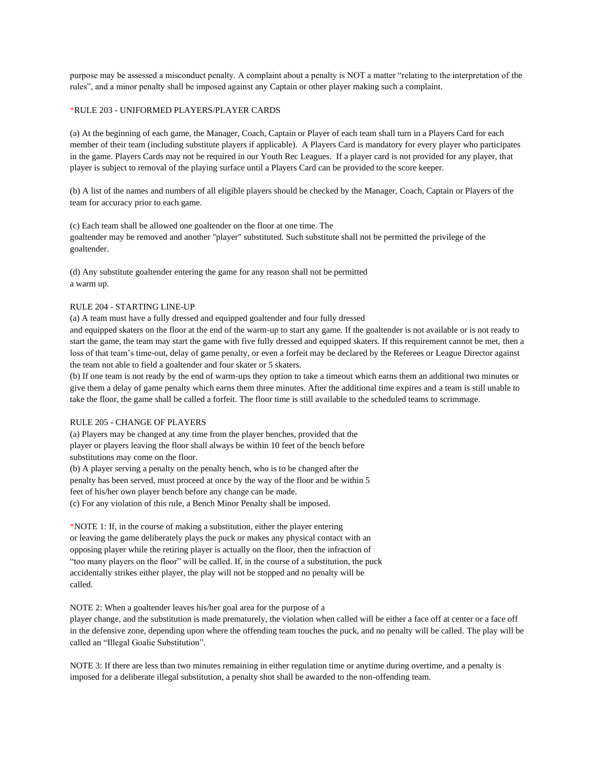purpose may be assessed a misconduct penalty. A complaint about a penalty is NOT a matter "relating to the interpretation of the rules", and a minor penalty shall be imposed against any Captain or other player making such a complaint.

### *RULE 203 - UNIFORMED PLAYERS/PLAYER CARDS

(a) At the beginning of each game, the Manager, Coach, Captain or Player of each team shall turn in a Players Card for each member of their team (including substitute players if applicable). A Players Card is mandatory for every player who participates in the game. Players Cards may not be required in our Youth Rec Leagues. If a player card is not provided for any player, that player is subject to removal of the playing surface until a Players Card can be provided to the score keeper.

(b) A list of the names and numbers of all eligible players should be checked by the Manager, Coach, Captain or Players of the team for accuracy prior to each game.

(c) Each team shall be allowed one goaltender on the floor at one time. The goaltender may be removed and another "player" substituted. Such substitute shall not be permitted the privilege of the goaltender.

(d) Any substitute goaltender entering the game for any reason shall not be permitted a warm up.

### RULE 204 - STARTING LINE-UP

(a) A team must have a fully dressed and equipped goaltender and four fully dressed and equipped skaters on the floor at the end of the warm-up to start any game. If the goaltender is not available or is not ready to start the game, the team may start the game with five fully dressed and equipped skaters. If this requirement cannot be met, then a loss of that team's time-out, delay of game penalty, or even a forfeit may be declared by the Referees or League Director against the team not able to field a goaltender and four skater or 5 skaters.

(b) If one team is not ready by the end of warm-ups they option to take a timeout which earns them an additional two minutes or give them a delay of game penalty which earns them three minutes. After the additional time expires and a team is still unable to take the floor, the game shall be called a forfeit. The floor time is still available to the scheduled teams to scrimmage.

### RULE 205 - CHANGE OF PLAYERS

(a) Players may be changed at any time from the player benches, provided that the player or players leaving the floor shall always be within 10 feet of the bench before substitutions may come on the floor.

(b) A player serving a penalty on the penalty bench, who is to be changed after the penalty has been served, must proceed at once by the way of the floor and be within 5 feet of his/her own player bench before any change can be made.

(c) For any violation of this rule, a Bench Minor Penalty shall be imposed.

*NOTE 1: If, in the course of making a substitution, either the player entering or leaving the game deliberately plays the puck or makes any physical contact with an opposing player while the retiring player is actually on the floor, then the infraction of "too many players on the floor" will be called. If, in the course of a substitution, the puck accidentally strikes either player, the play will not be stopped and no penalty will be called.

NOTE 2: When a goaltender leaves his/her goal area for the purpose of a player change, and the substitution is made prematurely, the violation when called will be either a face off at center or a face off in the defensive zone, depending upon where the offending team touches the puck, and no penalty will be called. The play will be called an "Illegal Goalie Substitution".

NOTE 3: If there are less than two minutes remaining in either regulation time or anytime during overtime, and a penalty is imposed for a deliberate illegal substitution, a penalty shot shall be awarded to the non-offending team.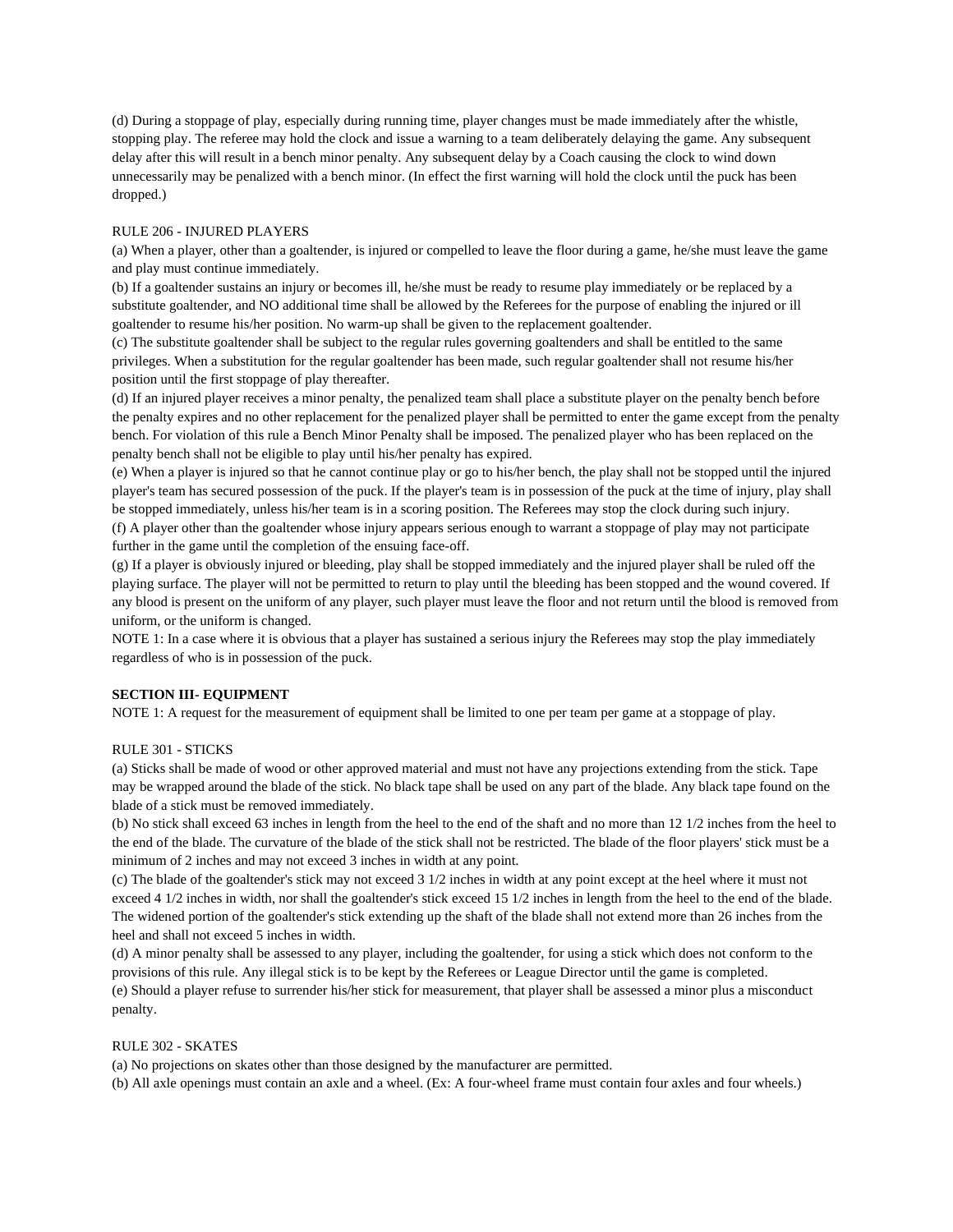(d) During a stoppage of play, especially during running time, player changes must be made immediately after the whistle, stopping play. The referee may hold the clock and issue a warning to a team deliberately delaying the game. Any subsequent delay after this will result in a bench minor penalty. Any subsequent delay by a Coach causing the clock to wind down unnecessarily may be penalized with a bench minor. (In effect the first warning will hold the clock until the puck has been dropped.)

RULE 206 - INJURED PLAYERS

(a) When a player, other than a goaltender, is injured or compelled to leave the floor during a game, he/she must leave the game and play must continue immediately.

(b) If a goaltender sustains an injury or becomes ill, he/she must be ready to resume play immediately or be replaced by a substitute goaltender, and NO additional time shall be allowed by the Referees for the purpose of enabling the injured or ill goaltender to resume his/her position. No warm-up shall be given to the replacement goaltender.

(c) The substitute goaltender shall be subject to the regular rules governing goaltenders and shall be entitled to the same privileges. When a substitution for the regular goaltender has been made, such regular goaltender shall not resume his/her position until the first stoppage of play thereafter.

(d) If an injured player receives a minor penalty, the penalized team shall place a substitute player on the penalty bench before the penalty expires and no other replacement for the penalized player shall be permitted to enter the game except from the penalty bench. For violation of this rule a Bench Minor Penalty shall be imposed. The penalized player who has been replaced on the penalty bench shall not be eligible to play until his/her penalty has expired.

(e) When a player is injured so that he cannot continue play or go to his/her bench, the play shall not be stopped until the injured player's team has secured possession of the puck. If the player's team is in possession of the puck at the time of injury, play shall be stopped immediately, unless his/her team is in a scoring position. The Referees may stop the clock during such injury.

(f) A player other than the goaltender whose injury appears serious enough to warrant a stoppage of play may not participate further in the game until the completion of the ensuing face-off.

(g) If a player is obviously injured or bleeding, play shall be stopped immediately and the injured player shall be ruled off the playing surface. The player will not be permitted to return to play until the bleeding has been stopped and the wound covered. If any blood is present on the uniform of any player, such player must leave the floor and not return until the blood is removed from uniform, or the uniform is changed.

NOTE 1: In a case where it is obvious that a player has sustained a serious injury the Referees may stop the play immediately regardless of who is in possession of the puck.

**SECTION III- EQUIPMENT**

NOTE 1: A request for the measurement of equipment shall be limited to one per team per game at a stoppage of play.

RULE 301 - STICKS

(a) Sticks shall be made of wood or other approved material and must not have any projections extending from the stick. Tape may be wrapped around the blade of the stick. No black tape shall be used on any part of the blade. Any black tape found on the blade of a stick must be removed immediately.

(b) No stick shall exceed 63 inches in length from the heel to the end of the shaft and no more than 12 1/2 inches from the heel to the end of the blade. The curvature of the blade of the stick shall not be restricted. The blade of the floor players' stick must be a minimum of 2 inches and may not exceed 3 inches in width at any point.

(c) The blade of the goaltender's stick may not exceed 3 1/2 inches in width at any point except at the heel where it must not exceed 4 1/2 inches in width, nor shall the goaltender's stick exceed 15 1/2 inches in length from the heel to the end of the blade. The widened portion of the goaltender's stick extending up the shaft of the blade shall not extend more than 26 inches from the heel and shall not exceed 5 inches in width.

(d) A minor penalty shall be assessed to any player, including the goaltender, for using a stick which does not conform to the provisions of this rule. Any illegal stick is to be kept by the Referees or League Director until the game is completed.

(e) Should a player refuse to surrender his/her stick for measurement, that player shall be assessed a minor plus a misconduct penalty.

RULE 302 - SKATES

(a) No projections on skates other than those designed by the manufacturer are permitted.

(b) All axle openings must contain an axle and a wheel. (Ex: A four-wheel frame must contain four axles and four wheels.)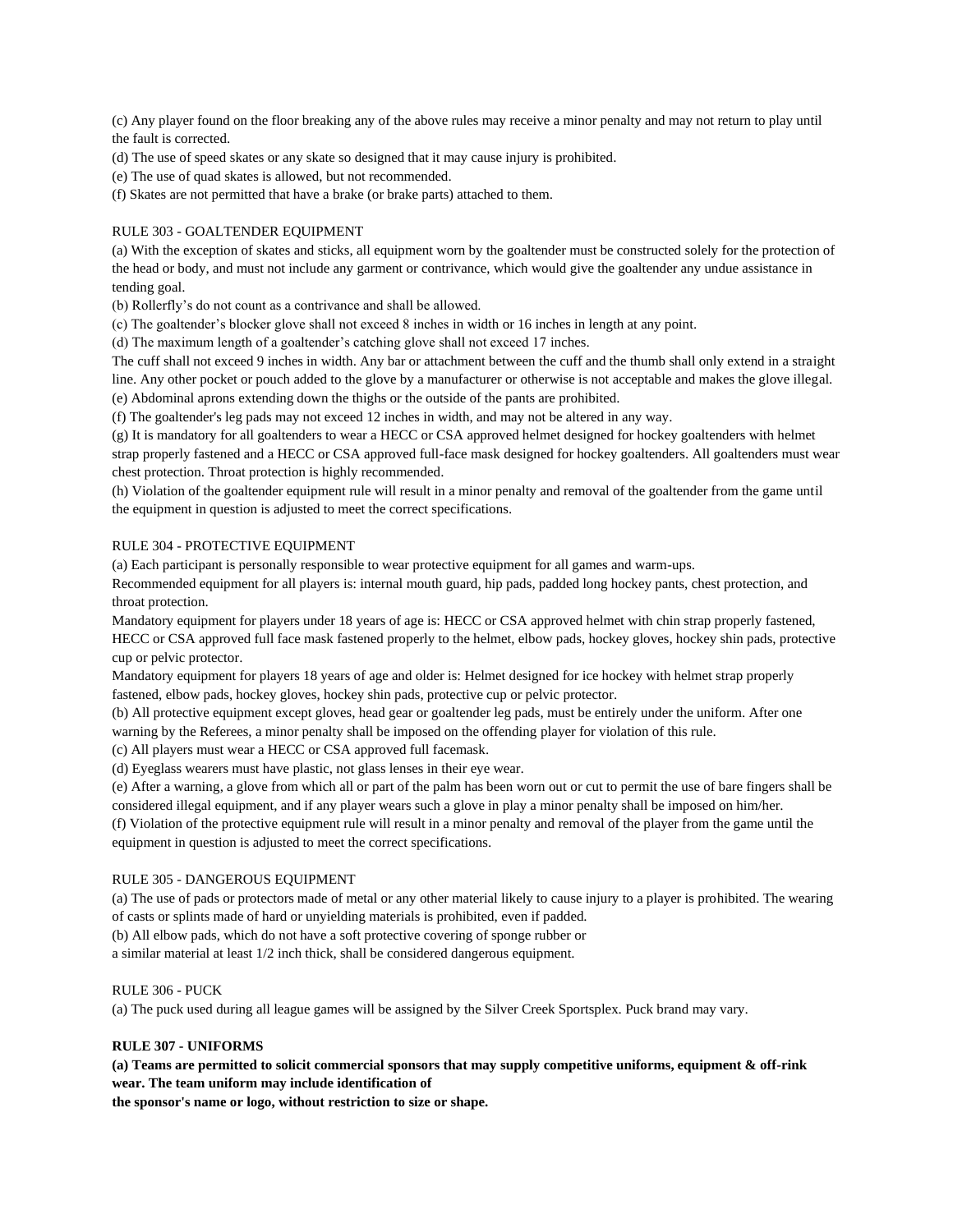(c) Any player found on the floor breaking any of the above rules may receive a minor penalty and may not return to play until the fault is corrected.

(d) The use of speed skates or any skate so designed that it may cause injury is prohibited.

(e) The use of quad skates is allowed, but not recommended.

(f) Skates are not permitted that have a brake (or brake parts) attached to them.

RULE 303 - GOALTENDER EQUIPMENT

(a) With the exception of skates and sticks, all equipment worn by the goaltender must be constructed solely for the protection of the head or body, and must not include any garment or contrivance, which would give the goaltender any undue assistance in tending goal.

(b) Rollerfly's do not count as a contrivance and shall be allowed.

(c) The goaltender's blocker glove shall not exceed 8 inches in width or 16 inches in length at any point.

(d) The maximum length of a goaltender's catching glove shall not exceed 17 inches.
The cuff shall not exceed 9 inches in width. Any bar or attachment between the cuff and the thumb shall only extend in a straight line. Any other pocket or pouch added to the glove by a manufacturer or otherwise is not acceptable and makes the glove illegal.

(e) Abdominal aprons extending down the thighs or the outside of the pants are prohibited.

(f) The goaltender's leg pads may not exceed 12 inches in width, and may not be altered in any way.

(g) It is mandatory for all goaltenders to wear a HECC or CSA approved helmet designed for hockey goaltenders with helmet strap properly fastened and a HECC or CSA approved full-face mask designed for hockey goaltenders. All goaltenders must wear chest protection. Throat protection is highly recommended.

(h) Violation of the goaltender equipment rule will result in a minor penalty and removal of the goaltender from the game until the equipment in question is adjusted to meet the correct specifications.

RULE 304 - PROTECTIVE EQUIPMENT

(a) Each participant is personally responsible to wear protective equipment for all games and warm-ups.
Recommended equipment for all players is: internal mouth guard, hip pads, padded long hockey pants, chest protection, and throat protection.
Mandatory equipment for players under 18 years of age is: HECC or CSA approved helmet with chin strap properly fastened, HECC or CSA approved full face mask fastened properly to the helmet, elbow pads, hockey gloves, hockey shin pads, protective cup or pelvic protector.
Mandatory equipment for players 18 years of age and older is: Helmet designed for ice hockey with helmet strap properly fastened, elbow pads, hockey gloves, hockey shin pads, protective cup or pelvic protector.

(b) All protective equipment except gloves, head gear or goaltender leg pads, must be entirely under the uniform. After one warning by the Referees, a minor penalty shall be imposed on the offending player for violation of this rule.

(c) All players must wear a HECC or CSA approved full facemask.

(d) Eyeglass wearers must have plastic, not glass lenses in their eye wear.

(e) After a warning, a glove from which all or part of the palm has been worn out or cut to permit the use of bare fingers shall be considered illegal equipment, and if any player wears such a glove in play a minor penalty shall be imposed on him/her.

(f) Violation of the protective equipment rule will result in a minor penalty and removal of the player from the game until the equipment in question is adjusted to meet the correct specifications.

RULE 305 - DANGEROUS EQUIPMENT

(a) The use of pads or protectors made of metal or any other material likely to cause injury to a player is prohibited. The wearing of casts or splints made of hard or unyielding materials is prohibited, even if padded.

(b) All elbow pads, which do not have a soft protective covering of sponge rubber or
a similar material at least 1/2 inch thick, shall be considered dangerous equipment.

RULE 306 - PUCK

(a) The puck used during all league games will be assigned by the Silver Creek Sportsplex. Puck brand may vary.

**RULE 307 - UNIFORMS**

**(a) Teams are permitted to solicit commercial sponsors that may supply competitive uniforms, equipment & off-rink wear. The team uniform may include identification of**
**the sponsor's name or logo, without restriction to size or shape.**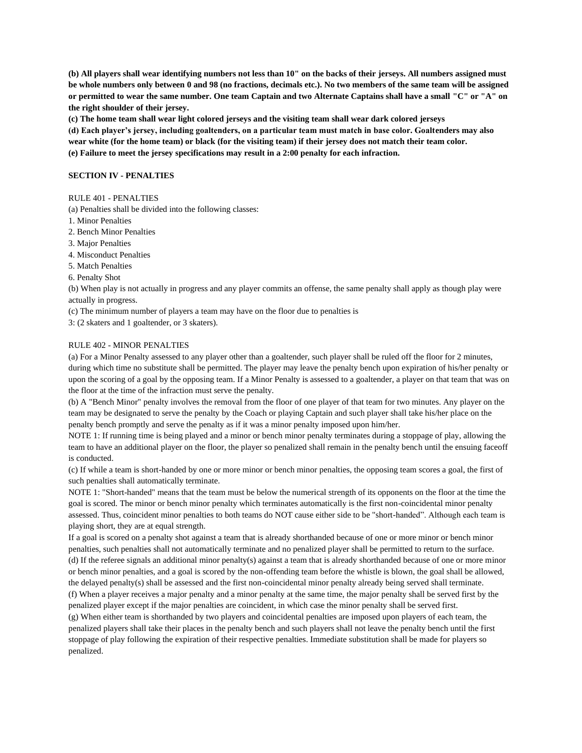**(b) All players shall wear identifying numbers not less than 10" on the backs of their jerseys. All numbers assigned must be whole numbers only between 0 and 98 (no fractions, decimals etc.). No two members of the same team will be assigned or permitted to wear the same number. One team Captain and two Alternate Captains shall have a small "C" or "A" on the right shoulder of their jersey.**

**(c) The home team shall wear light colored jerseys and the visiting team shall wear dark colored jerseys**

**(d) Each player's jersey, including goaltenders, on a particular team must match in base color. Goaltenders may also wear white (for the home team) or black (for the visiting team) if their jersey does not match their team color.**

**(e) Failure to meet the jersey specifications may result in a 2:00 penalty for each infraction.**

## SECTION IV - PENALTIES

RULE 401 - PENALTIES

(a) Penalties shall be divided into the following classes:

1. Minor Penalties
2. Bench Minor Penalties
3. Major Penalties
4. Misconduct Penalties
5. Match Penalties
6. Penalty Shot

(b) When play is not actually in progress and any player commits an offense, the same penalty shall apply as though play were actually in progress.

(c) The minimum number of players a team may have on the floor due to penalties is 3: (2 skaters and 1 goaltender, or 3 skaters).

RULE 402 - MINOR PENALTIES

(a) For a Minor Penalty assessed to any player other than a goaltender, such player shall be ruled off the floor for 2 minutes, during which time no substitute shall be permitted. The player may leave the penalty bench upon expiration of his/her penalty or upon the scoring of a goal by the opposing team. If a Minor Penalty is assessed to a goaltender, a player on that team that was on the floor at the time of the infraction must serve the penalty.

(b) A "Bench Minor" penalty involves the removal from the floor of one player of that team for two minutes. Any player on the team may be designated to serve the penalty by the Coach or playing Captain and such player shall take his/her place on the penalty bench promptly and serve the penalty as if it was a minor penalty imposed upon him/her.

NOTE 1: If running time is being played and a minor or bench minor penalty terminates during a stoppage of play, allowing the team to have an additional player on the floor, the player so penalized shall remain in the penalty bench until the ensuing faceoff is conducted.

(c) If while a team is short-handed by one or more minor or bench minor penalties, the opposing team scores a goal, the first of such penalties shall automatically terminate.

NOTE 1: "Short-handed" means that the team must be below the numerical strength of its opponents on the floor at the time the goal is scored. The minor or bench minor penalty which terminates automatically is the first non-coincidental minor penalty assessed. Thus, coincident minor penalties to both teams do NOT cause either side to be "short-handed". Although each team is playing short, they are at equal strength.

If a goal is scored on a penalty shot against a team that is already shorthanded because of one or more minor or bench minor penalties, such penalties shall not automatically terminate and no penalized player shall be permitted to return to the surface.

(d) If the referee signals an additional minor penalty(s) against a team that is already shorthanded because of one or more minor or bench minor penalties, and a goal is scored by the non-offending team before the whistle is blown, the goal shall be allowed, the delayed penalty(s) shall be assessed and the first non-coincidental minor penalty already being served shall terminate.

(f) When a player receives a major penalty and a minor penalty at the same time, the major penalty shall be served first by the penalized player except if the major penalties are coincident, in which case the minor penalty shall be served first.

(g) When either team is shorthanded by two players and coincidental penalties are imposed upon players of each team, the penalized players shall take their places in the penalty bench and such players shall not leave the penalty bench until the first stoppage of play following the expiration of their respective penalties. Immediate substitution shall be made for players so penalized.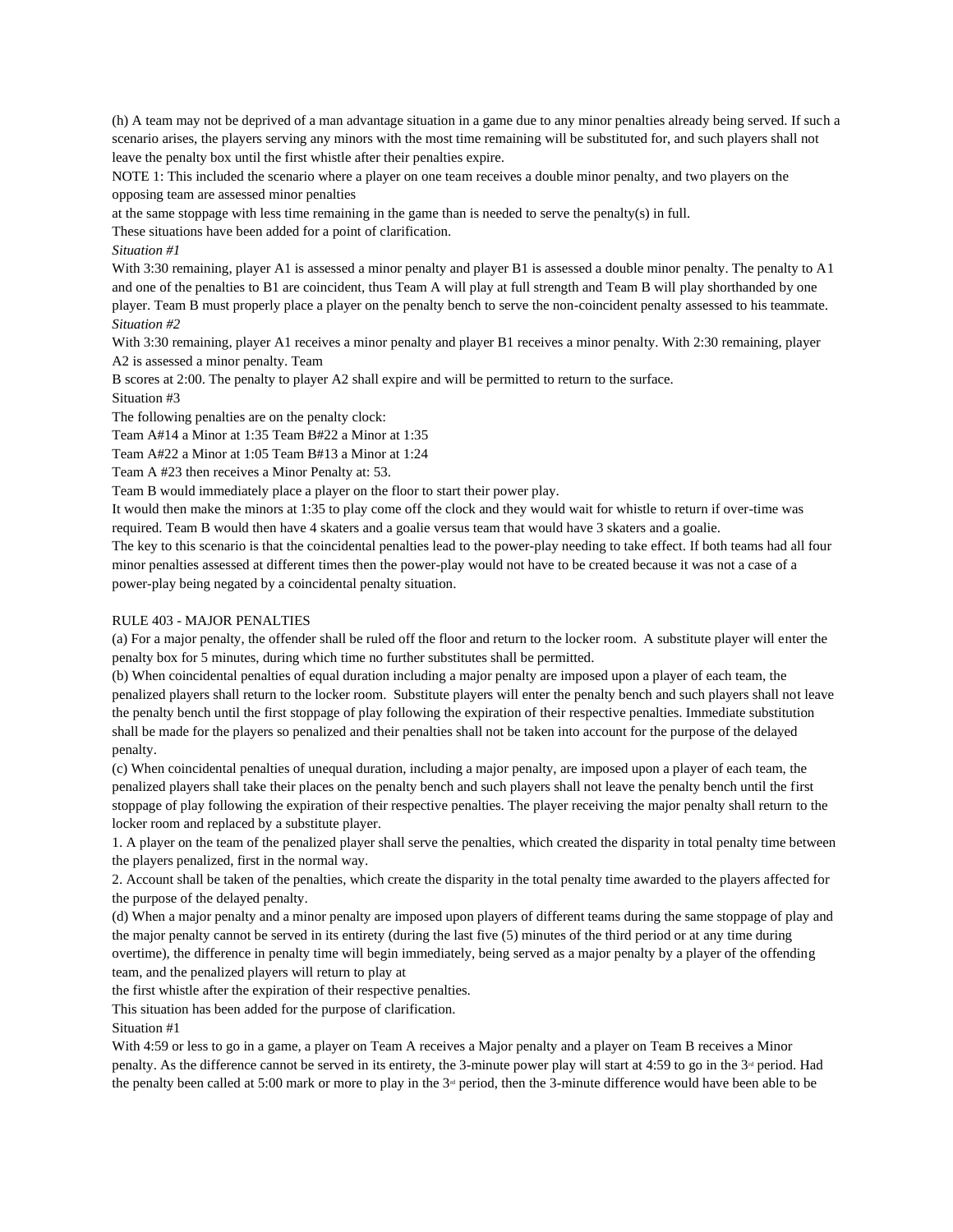(h) A team may not be deprived of a man advantage situation in a game due to any minor penalties already being served. If such a scenario arises, the players serving any minors with the most time remaining will be substituted for, and such players shall not leave the penalty box until the first whistle after their penalties expire.

NOTE 1: This included the scenario where a player on one team receives a double minor penalty, and two players on the opposing team are assessed minor penalties
at the same stoppage with less time remaining in the game than is needed to serve the penalty(s) in full.
These situations have been added for a point of clarification.

*Situation #1*

With 3:30 remaining, player A1 is assessed a minor penalty and player B1 is assessed a double minor penalty. The penalty to A1 and one of the penalties to B1 are coincident, thus Team A will play at full strength and Team B will play shorthanded by one player. Team B must properly place a player on the penalty bench to serve the non-coincident penalty assessed to his teammate.

*Situation #2*

With 3:30 remaining, player A1 receives a minor penalty and player B1 receives a minor penalty. With 2:30 remaining, player A2 is assessed a minor penalty. Team
B scores at 2:00. The penalty to player A2 shall expire and will be permitted to return to the surface.

Situation #3

The following penalties are on the penalty clock:

Team A#14 a Minor at 1:35 Team B#22 a Minor at 1:35

Team A#22 a Minor at 1:05 Team B#13 a Minor at 1:24

Team A #23 then receives a Minor Penalty at: 53.

Team B would immediately place a player on the floor to start their power play.

It would then make the minors at 1:35 to play come off the clock and they would wait for whistle to return if over-time was required. Team B would then have 4 skaters and a goalie versus team that would have 3 skaters and a goalie.

The key to this scenario is that the coincidental penalties lead to the power-play needing to take effect. If both teams had all four minor penalties assessed at different times then the power-play would not have to be created because it was not a case of a power-play being negated by a coincidental penalty situation.

RULE 403 - MAJOR PENALTIES

(a) For a major penalty, the offender shall be ruled off the floor and return to the locker room. A substitute player will enter the penalty box for 5 minutes, during which time no further substitutes shall be permitted.

(b) When coincidental penalties of equal duration including a major penalty are imposed upon a player of each team, the penalized players shall return to the locker room. Substitute players will enter the penalty bench and such players shall not leave the penalty bench until the first stoppage of play following the expiration of their respective penalties. Immediate substitution shall be made for the players so penalized and their penalties shall not be taken into account for the purpose of the delayed penalty.

(c) When coincidental penalties of unequal duration, including a major penalty, are imposed upon a player of each team, the penalized players shall take their places on the penalty bench and such players shall not leave the penalty bench until the first stoppage of play following the expiration of their respective penalties. The player receiving the major penalty shall return to the locker room and replaced by a substitute player.

1. A player on the team of the penalized player shall serve the penalties, which created the disparity in total penalty time between the players penalized, first in the normal way.

2. Account shall be taken of the penalties, which create the disparity in the total penalty time awarded to the players affected for the purpose of the delayed penalty.

(d) When a major penalty and a minor penalty are imposed upon players of different teams during the same stoppage of play and the major penalty cannot be served in its entirety (during the last five (5) minutes of the third period or at any time during overtime), the difference in penalty time will begin immediately, being served as a major penalty by a player of the offending team, and the penalized players will return to play at
the first whistle after the expiration of their respective penalties.

This situation has been added for the purpose of clarification.

Situation #1

With 4:59 or less to go in a game, a player on Team A receives a Major penalty and a player on Team B receives a Minor penalty. As the difference cannot be served in its entirety, the 3-minute power play will start at 4:59 to go in the 3rd period. Had the penalty been called at 5:00 mark or more to play in the 3rd period, then the 3-minute difference would have been able to be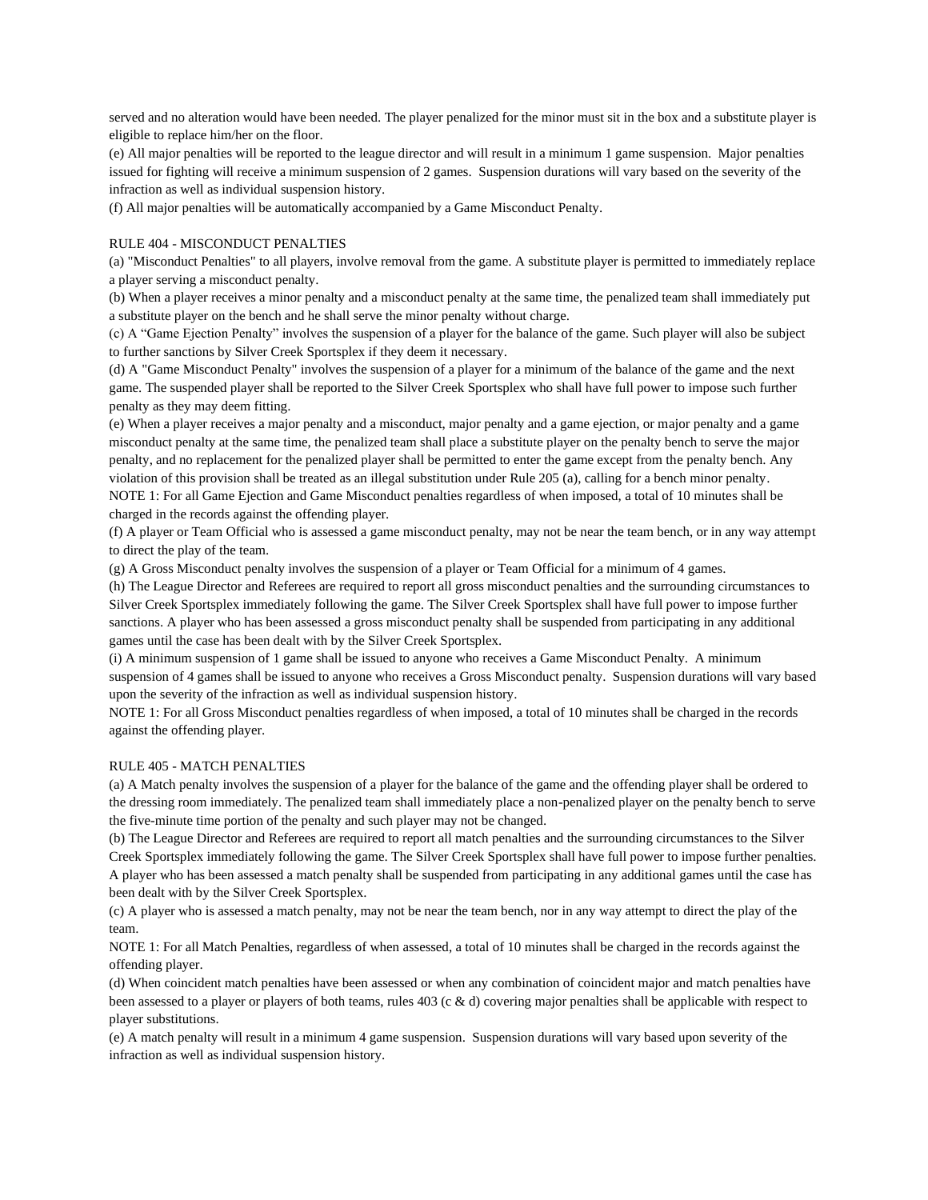served and no alteration would have been needed. The player penalized for the minor must sit in the box and a substitute player is eligible to replace him/her on the floor.

(e) All major penalties will be reported to the league director and will result in a minimum 1 game suspension. Major penalties issued for fighting will receive a minimum suspension of 2 games. Suspension durations will vary based on the severity of the infraction as well as individual suspension history.

(f) All major penalties will be automatically accompanied by a Game Misconduct Penalty.

## RULE 404 - MISCONDUCT PENALTIES

(a) "Misconduct Penalties" to all players, involve removal from the game. A substitute player is permitted to immediately replace a player serving a misconduct penalty.

(b) When a player receives a minor penalty and a misconduct penalty at the same time, the penalized team shall immediately put a substitute player on the bench and he shall serve the minor penalty without charge.

(c) A "Game Ejection Penalty" involves the suspension of a player for the balance of the game. Such player will also be subject to further sanctions by Silver Creek Sportsplex if they deem it necessary.

(d) A "Game Misconduct Penalty" involves the suspension of a player for a minimum of the balance of the game and the next game. The suspended player shall be reported to the Silver Creek Sportsplex who shall have full power to impose such further penalty as they may deem fitting.

(e) When a player receives a major penalty and a misconduct, major penalty and a game ejection, or major penalty and a game misconduct penalty at the same time, the penalized team shall place a substitute player on the penalty bench to serve the major penalty, and no replacement for the penalized player shall be permitted to enter the game except from the penalty bench. Any violation of this provision shall be treated as an illegal substitution under Rule 205 (a), calling for a bench minor penalty.

NOTE 1: For all Game Ejection and Game Misconduct penalties regardless of when imposed, a total of 10 minutes shall be charged in the records against the offending player.

(f) A player or Team Official who is assessed a game misconduct penalty, may not be near the team bench, or in any way attempt to direct the play of the team.

(g) A Gross Misconduct penalty involves the suspension of a player or Team Official for a minimum of 4 games.

(h) The League Director and Referees are required to report all gross misconduct penalties and the surrounding circumstances to Silver Creek Sportsplex immediately following the game. The Silver Creek Sportsplex shall have full power to impose further sanctions. A player who has been assessed a gross misconduct penalty shall be suspended from participating in any additional games until the case has been dealt with by the Silver Creek Sportsplex.

(i) A minimum suspension of 1 game shall be issued to anyone who receives a Game Misconduct Penalty. A minimum suspension of 4 games shall be issued to anyone who receives a Gross Misconduct penalty. Suspension durations will vary based upon the severity of the infraction as well as individual suspension history.

NOTE 1: For all Gross Misconduct penalties regardless of when imposed, a total of 10 minutes shall be charged in the records against the offending player.

## RULE 405 - MATCH PENALTIES

(a) A Match penalty involves the suspension of a player for the balance of the game and the offending player shall be ordered to the dressing room immediately. The penalized team shall immediately place a non-penalized player on the penalty bench to serve the five-minute time portion of the penalty and such player may not be changed.

(b) The League Director and Referees are required to report all match penalties and the surrounding circumstances to the Silver Creek Sportsplex immediately following the game. The Silver Creek Sportsplex shall have full power to impose further penalties. A player who has been assessed a match penalty shall be suspended from participating in any additional games until the case has been dealt with by the Silver Creek Sportsplex.

(c) A player who is assessed a match penalty, may not be near the team bench, nor in any way attempt to direct the play of the team.

NOTE 1: For all Match Penalties, regardless of when assessed, a total of 10 minutes shall be charged in the records against the offending player.

(d) When coincident match penalties have been assessed or when any combination of coincident major and match penalties have been assessed to a player or players of both teams, rules 403 (c & d) covering major penalties shall be applicable with respect to player substitutions.

(e) A match penalty will result in a minimum 4 game suspension. Suspension durations will vary based upon severity of the infraction as well as individual suspension history.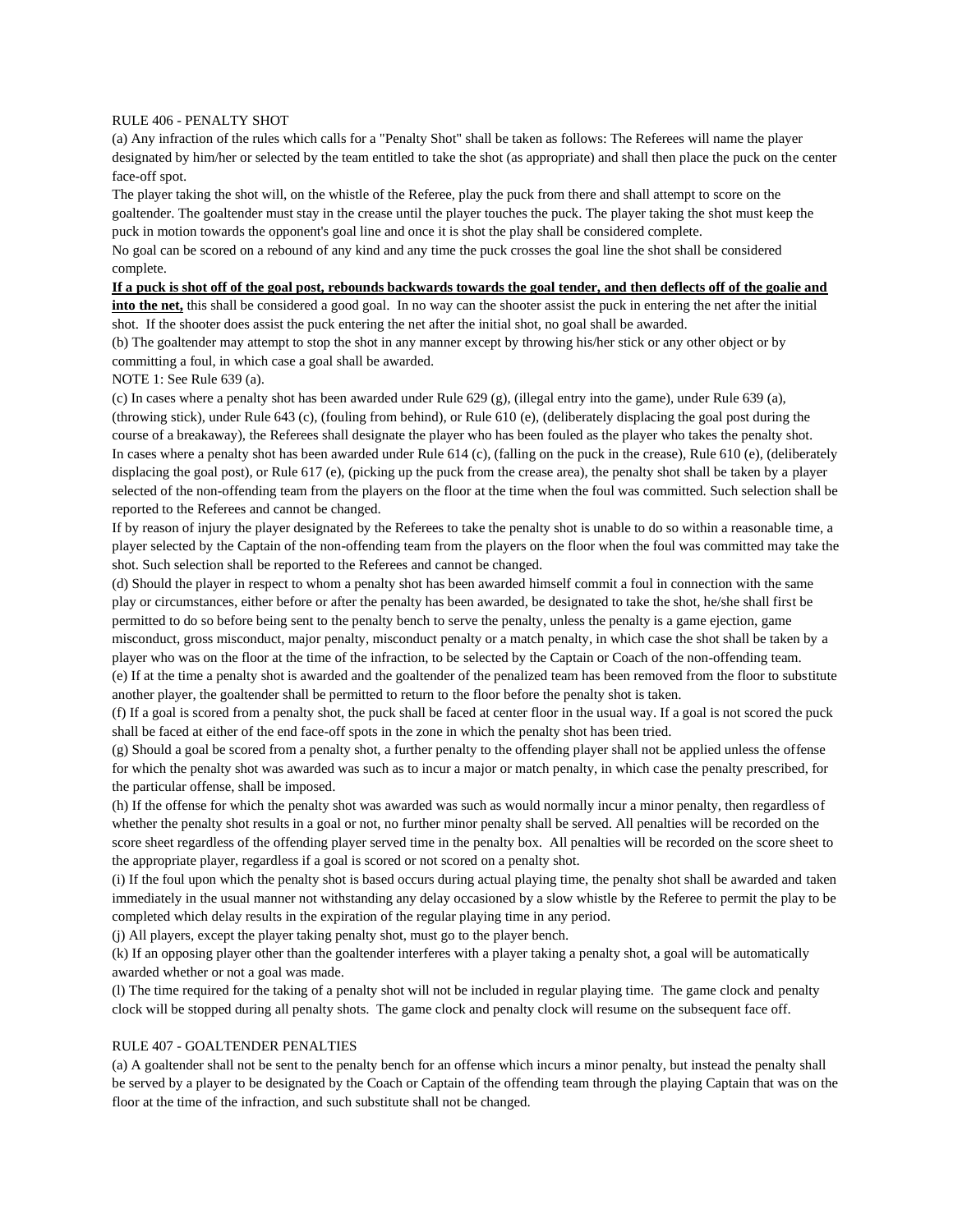RULE 406 - PENALTY SHOT

(a) Any infraction of the rules which calls for a "Penalty Shot" shall be taken as follows: The Referees will name the player designated by him/her or selected by the team entitled to take the shot (as appropriate) and shall then place the puck on the center face-off spot.

The player taking the shot will, on the whistle of the Referee, play the puck from there and shall attempt to score on the goaltender. The goaltender must stay in the crease until the player touches the puck. The player taking the shot must keep the puck in motion towards the opponent's goal line and once it is shot the play shall be considered complete.

No goal can be scored on a rebound of any kind and any time the puck crosses the goal line the shot shall be considered complete.

**<u>If a puck is shot off of the goal post, rebounds backwards towards the goal tender, and then deflects off of the goalie and into the net,</u>** this shall be considered a good goal. In no way can the shooter assist the puck in entering the net after the initial shot. If the shooter does assist the puck entering the net after the initial shot, no goal shall be awarded.

(b) The goaltender may attempt to stop the shot in any manner except by throwing his/her stick or any other object or by committing a foul, in which case a goal shall be awarded.

NOTE 1: See Rule 639 (a).

(c) In cases where a penalty shot has been awarded under Rule 629 (g), (illegal entry into the game), under Rule 639 (a), (throwing stick), under Rule 643 (c), (fouling from behind), or Rule 610 (e), (deliberately displacing the goal post during the course of a breakaway), the Referees shall designate the player who has been fouled as the player who takes the penalty shot. In cases where a penalty shot has been awarded under Rule 614 (c), (falling on the puck in the crease), Rule 610 (e), (deliberately displacing the goal post), or Rule 617 (e), (picking up the puck from the crease area), the penalty shot shall be taken by a player selected of the non-offending team from the players on the floor at the time when the foul was committed. Such selection shall be reported to the Referees and cannot be changed.

If by reason of injury the player designated by the Referees to take the penalty shot is unable to do so within a reasonable time, a player selected by the Captain of the non-offending team from the players on the floor when the foul was committed may take the shot. Such selection shall be reported to the Referees and cannot be changed.

(d) Should the player in respect to whom a penalty shot has been awarded himself commit a foul in connection with the same play or circumstances, either before or after the penalty has been awarded, be designated to take the shot, he/she shall first be permitted to do so before being sent to the penalty bench to serve the penalty, unless the penalty is a game ejection, game misconduct, gross misconduct, major penalty, misconduct penalty or a match penalty, in which case the shot shall be taken by a player who was on the floor at the time of the infraction, to be selected by the Captain or Coach of the non-offending team.

(e) If at the time a penalty shot is awarded and the goaltender of the penalized team has been removed from the floor to substitute another player, the goaltender shall be permitted to return to the floor before the penalty shot is taken.

(f) If a goal is scored from a penalty shot, the puck shall be faced at center floor in the usual way. If a goal is not scored the puck shall be faced at either of the end face-off spots in the zone in which the penalty shot has been tried.

(g) Should a goal be scored from a penalty shot, a further penalty to the offending player shall not be applied unless the offense for which the penalty shot was awarded was such as to incur a major or match penalty, in which case the penalty prescribed, for the particular offense, shall be imposed.

(h) If the offense for which the penalty shot was awarded was such as would normally incur a minor penalty, then regardless of whether the penalty shot results in a goal or not, no further minor penalty shall be served. All penalties will be recorded on the score sheet regardless of the offending player served time in the penalty box. All penalties will be recorded on the score sheet to the appropriate player, regardless if a goal is scored or not scored on a penalty shot.

(i) If the foul upon which the penalty shot is based occurs during actual playing time, the penalty shot shall be awarded and taken immediately in the usual manner not withstanding any delay occasioned by a slow whistle by the Referee to permit the play to be completed which delay results in the expiration of the regular playing time in any period.

(j) All players, except the player taking penalty shot, must go to the player bench.

(k) If an opposing player other than the goaltender interferes with a player taking a penalty shot, a goal will be automatically awarded whether or not a goal was made.

(l) The time required for the taking of a penalty shot will not be included in regular playing time. The game clock and penalty clock will be stopped during all penalty shots. The game clock and penalty clock will resume on the subsequent face off.

RULE 407 - GOALTENDER PENALTIES

(a) A goaltender shall not be sent to the penalty bench for an offense which incurs a minor penalty, but instead the penalty shall be served by a player to be designated by the Coach or Captain of the offending team through the playing Captain that was on the floor at the time of the infraction, and such substitute shall not be changed.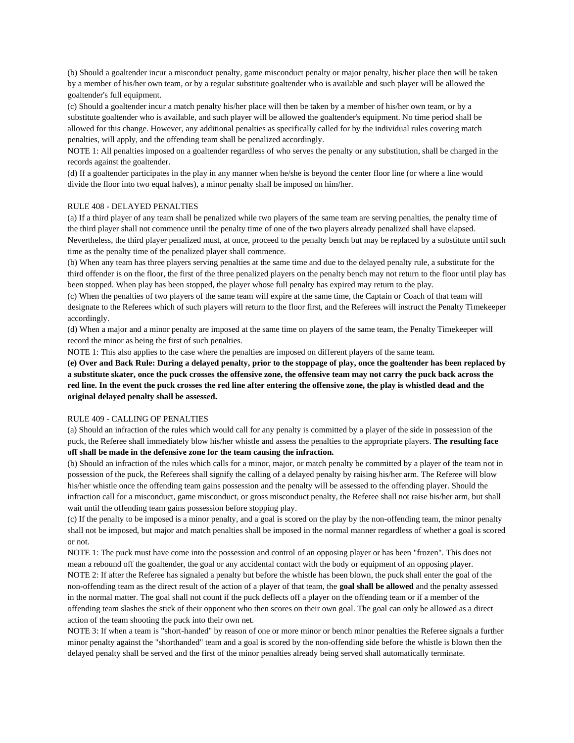(b) Should a goaltender incur a misconduct penalty, game misconduct penalty or major penalty, his/her place then will be taken by a member of his/her own team, or by a regular substitute goaltender who is available and such player will be allowed the goaltender's full equipment.

(c) Should a goaltender incur a match penalty his/her place will then be taken by a member of his/her own team, or by a substitute goaltender who is available, and such player will be allowed the goaltender's equipment. No time period shall be allowed for this change. However, any additional penalties as specifically called for by the individual rules covering match penalties, will apply, and the offending team shall be penalized accordingly.

NOTE 1: All penalties imposed on a goaltender regardless of who serves the penalty or any substitution, shall be charged in the records against the goaltender.

(d) If a goaltender participates in the play in any manner when he/she is beyond the center floor line (or where a line would divide the floor into two equal halves), a minor penalty shall be imposed on him/her.

## RULE 408 - DELAYED PENALTIES

(a) If a third player of any team shall be penalized while two players of the same team are serving penalties, the penalty time of the third player shall not commence until the penalty time of one of the two players already penalized shall have elapsed. Nevertheless, the third player penalized must, at once, proceed to the penalty bench but may be replaced by a substitute until such time as the penalty time of the penalized player shall commence.

(b) When any team has three players serving penalties at the same time and due to the delayed penalty rule, a substitute for the third offender is on the floor, the first of the three penalized players on the penalty bench may not return to the floor until play has been stopped. When play has been stopped, the player whose full penalty has expired may return to the play.

(c) When the penalties of two players of the same team will expire at the same time, the Captain or Coach of that team will designate to the Referees which of such players will return to the floor first, and the Referees will instruct the Penalty Timekeeper accordingly.

(d) When a major and a minor penalty are imposed at the same time on players of the same team, the Penalty Timekeeper will record the minor as being the first of such penalties.

NOTE 1: This also applies to the case where the penalties are imposed on different players of the same team.

**(e) Over and Back Rule: During a delayed penalty, prior to the stoppage of play, once the goaltender has been replaced by a substitute skater, once the puck crosses the offensive zone, the offensive team may not carry the puck back across the red line. In the event the puck crosses the red line after entering the offensive zone, the play is whistled dead and the original delayed penalty shall be assessed.**

## RULE 409 - CALLING OF PENALTIES

(a) Should an infraction of the rules which would call for any penalty is committed by a player of the side in possession of the puck, the Referee shall immediately blow his/her whistle and assess the penalties to the appropriate players. **The resulting face off shall be made in the defensive zone for the team causing the infraction.**

(b) Should an infraction of the rules which calls for a minor, major, or match penalty be committed by a player of the team not in possession of the puck, the Referees shall signify the calling of a delayed penalty by raising his/her arm. The Referee will blow his/her whistle once the offending team gains possession and the penalty will be assessed to the offending player. Should the infraction call for a misconduct, game misconduct, or gross misconduct penalty, the Referee shall not raise his/her arm, but shall wait until the offending team gains possession before stopping play.

(c) If the penalty to be imposed is a minor penalty, and a goal is scored on the play by the non-offending team, the minor penalty shall not be imposed, but major and match penalties shall be imposed in the normal manner regardless of whether a goal is scored or not.

NOTE 1: The puck must have come into the possession and control of an opposing player or has been "frozen". This does not mean a rebound off the goaltender, the goal or any accidental contact with the body or equipment of an opposing player.

NOTE 2: If after the Referee has signaled a penalty but before the whistle has been blown, the puck shall enter the goal of the non-offending team as the direct result of the action of a player of that team, the **goal shall be allowed** and the penalty assessed in the normal matter. The goal shall not count if the puck deflects off a player on the offending team or if a member of the offending team slashes the stick of their opponent who then scores on their own goal. The goal can only be allowed as a direct action of the team shooting the puck into their own net.

NOTE 3: If when a team is "short-handed" by reason of one or more minor or bench minor penalties the Referee signals a further minor penalty against the "shorthanded" team and a goal is scored by the non-offending side before the whistle is blown then the delayed penalty shall be served and the first of the minor penalties already being served shall automatically terminate.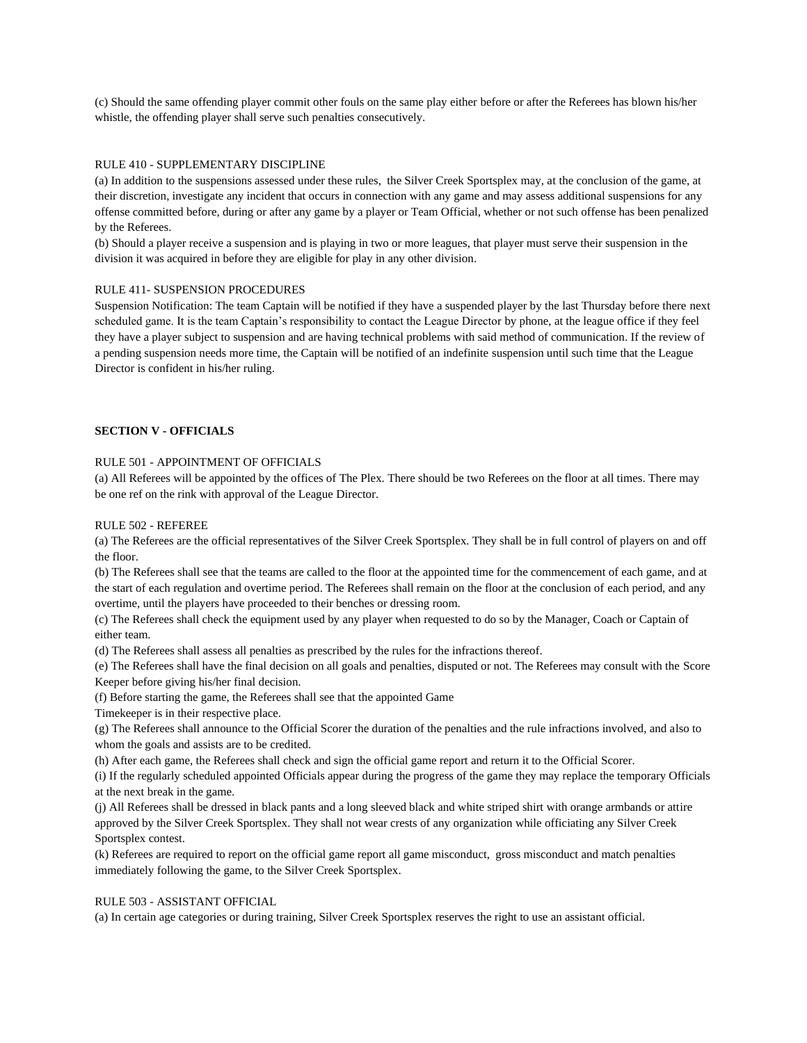(c) Should the same offending player commit other fouls on the same play either before or after the Referees has blown his/her whistle, the offending player shall serve such penalties consecutively.

RULE 410 - SUPPLEMENTARY DISCIPLINE

(a) In addition to the suspensions assessed under these rules, the Silver Creek Sportsplex may, at the conclusion of the game, at their discretion, investigate any incident that occurs in connection with any game and may assess additional suspensions for any offense committed before, during or after any game by a player or Team Official, whether or not such offense has been penalized by the Referees.

(b) Should a player receive a suspension and is playing in two or more leagues, that player must serve their suspension in the division it was acquired in before they are eligible for play in any other division.

RULE 411- SUSPENSION PROCEDURES

Suspension Notification: The team Captain will be notified if they have a suspended player by the last Thursday before there next scheduled game. It is the team Captain's responsibility to contact the League Director by phone, at the league office if they feel they have a player subject to suspension and are having technical problems with said method of communication. If the review of a pending suspension needs more time, the Captain will be notified of an indefinite suspension until such time that the League Director is confident in his/her ruling.

**SECTION V - OFFICIALS**

RULE 501 - APPOINTMENT OF OFFICIALS

(a) All Referees will be appointed by the offices of The Plex. There should be two Referees on the floor at all times. There may be one ref on the rink with approval of the League Director.

RULE 502 - REFEREE

(a) The Referees are the official representatives of the Silver Creek Sportsplex. They shall be in full control of players on and off the floor.

(b) The Referees shall see that the teams are called to the floor at the appointed time for the commencement of each game, and at the start of each regulation and overtime period. The Referees shall remain on the floor at the conclusion of each period, and any overtime, until the players have proceeded to their benches or dressing room.

(c) The Referees shall check the equipment used by any player when requested to do so by the Manager, Coach or Captain of either team.

(d) The Referees shall assess all penalties as prescribed by the rules for the infractions thereof.

(e) The Referees shall have the final decision on all goals and penalties, disputed or not. The Referees may consult with the Score Keeper before giving his/her final decision.

(f) Before starting the game, the Referees shall see that the appointed Game Timekeeper is in their respective place.

(g) The Referees shall announce to the Official Scorer the duration of the penalties and the rule infractions involved, and also to whom the goals and assists are to be credited.

(h) After each game, the Referees shall check and sign the official game report and return it to the Official Scorer.

(i) If the regularly scheduled appointed Officials appear during the progress of the game they may replace the temporary Officials at the next break in the game.

(j) All Referees shall be dressed in black pants and a long sleeved black and white striped shirt with orange armbands or attire approved by the Silver Creek Sportsplex. They shall not wear crests of any organization while officiating any Silver Creek Sportsplex contest.

(k) Referees are required to report on the official game report all game misconduct, gross misconduct and match penalties immediately following the game, to the Silver Creek Sportsplex.

RULE 503 - ASSISTANT OFFICIAL

(a) In certain age categories or during training, Silver Creek Sportsplex reserves the right to use an assistant official.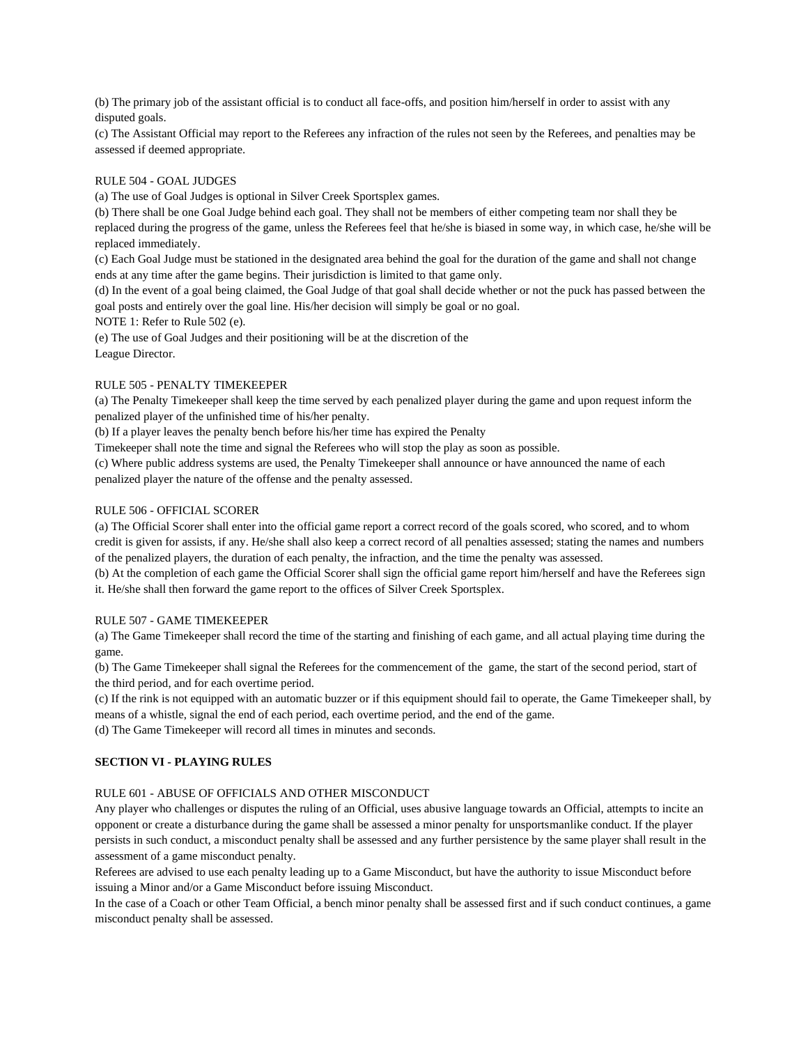(b) The primary job of the assistant official is to conduct all face-offs, and position him/herself in order to assist with any disputed goals.
(c) The Assistant Official may report to the Referees any infraction of the rules not seen by the Referees, and penalties may be assessed if deemed appropriate.

RULE 504 - GOAL JUDGES
(a) The use of Goal Judges is optional in Silver Creek Sportsplex games.
(b) There shall be one Goal Judge behind each goal. They shall not be members of either competing team nor shall they be replaced during the progress of the game, unless the Referees feel that he/she is biased in some way, in which case, he/she will be replaced immediately.
(c) Each Goal Judge must be stationed in the designated area behind the goal for the duration of the game and shall not change ends at any time after the game begins. Their jurisdiction is limited to that game only.
(d) In the event of a goal being claimed, the Goal Judge of that goal shall decide whether or not the puck has passed between the goal posts and entirely over the goal line. His/her decision will simply be goal or no goal.
NOTE 1: Refer to Rule 502 (e).
(e) The use of Goal Judges and their positioning will be at the discretion of the
League Director.

RULE 505 - PENALTY TIMEKEEPER
(a) The Penalty Timekeeper shall keep the time served by each penalized player during the game and upon request inform the penalized player of the unfinished time of his/her penalty.
(b) If a player leaves the penalty bench before his/her time has expired the Penalty
Timekeeper shall note the time and signal the Referees who will stop the play as soon as possible.
(c) Where public address systems are used, the Penalty Timekeeper shall announce or have announced the name of each penalized player the nature of the offense and the penalty assessed.

RULE 506 - OFFICIAL SCORER
(a) The Official Scorer shall enter into the official game report a correct record of the goals scored, who scored, and to whom credit is given for assists, if any. He/she shall also keep a correct record of all penalties assessed; stating the names and numbers of the penalized players, the duration of each penalty, the infraction, and the time the penalty was assessed.
(b) At the completion of each game the Official Scorer shall sign the official game report him/herself and have the Referees sign it. He/she shall then forward the game report to the offices of Silver Creek Sportsplex.

RULE 507 - GAME TIMEKEEPER
(a) The Game Timekeeper shall record the time of the starting and finishing of each game, and all actual playing time during the game.
(b) The Game Timekeeper shall signal the Referees for the commencement of the game, the start of the second period, start of the third period, and for each overtime period.
(c) If the rink is not equipped with an automatic buzzer or if this equipment should fail to operate, the Game Timekeeper shall, by means of a whistle, signal the end of each period, each overtime period, and the end of the game.
(d) The Game Timekeeper will record all times in minutes and seconds.

## SECTION VI - PLAYING RULES

RULE 601 - ABUSE OF OFFICIALS AND OTHER MISCONDUCT
Any player who challenges or disputes the ruling of an Official, uses abusive language towards an Official, attempts to incite an opponent or create a disturbance during the game shall be assessed a minor penalty for unsportsmanlike conduct. If the player persists in such conduct, a misconduct penalty shall be assessed and any further persistence by the same player shall result in the assessment of a game misconduct penalty.
Referees are advised to use each penalty leading up to a Game Misconduct, but have the authority to issue Misconduct before issuing a Minor and/or a Game Misconduct before issuing Misconduct.
In the case of a Coach or other Team Official, a bench minor penalty shall be assessed first and if such conduct continues, a game misconduct penalty shall be assessed.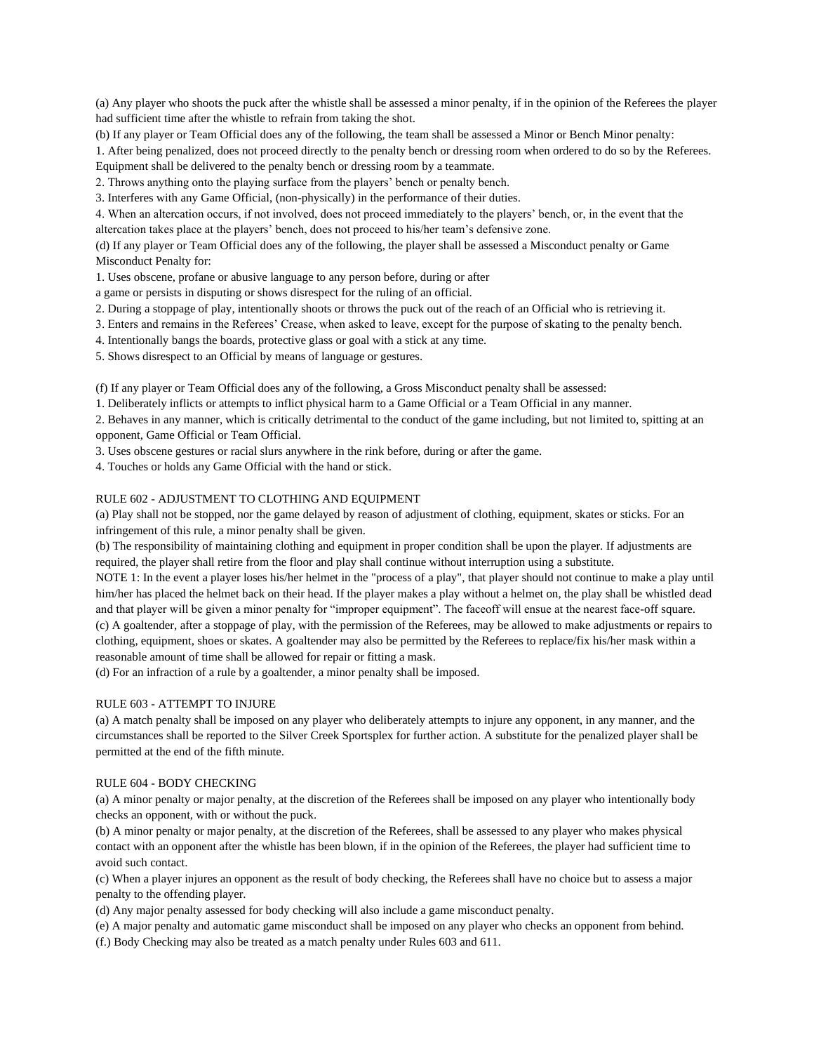(a) Any player who shoots the puck after the whistle shall be assessed a minor penalty, if in the opinion of the Referees the player had sufficient time after the whistle to refrain from taking the shot.

(b) If any player or Team Official does any of the following, the team shall be assessed a Minor or Bench Minor penalty:

1. After being penalized, does not proceed directly to the penalty bench or dressing room when ordered to do so by the Referees. Equipment shall be delivered to the penalty bench or dressing room by a teammate.
2. Throws anything onto the playing surface from the players' bench or penalty bench.
3. Interferes with any Game Official, (non-physically) in the performance of their duties.
4. When an altercation occurs, if not involved, does not proceed immediately to the players' bench, or, in the event that the altercation takes place at the players' bench, does not proceed to his/her team's defensive zone.

(d) If any player or Team Official does any of the following, the player shall be assessed a Misconduct penalty or Game Misconduct Penalty for:

1. Uses obscene, profane or abusive language to any person before, during or after a game or persists in disputing or shows disrespect for the ruling of an official.
2. During a stoppage of play, intentionally shoots or throws the puck out of the reach of an Official who is retrieving it.
3. Enters and remains in the Referees' Crease, when asked to leave, except for the purpose of skating to the penalty bench.
4. Intentionally bangs the boards, protective glass or goal with a stick at any time.
5. Shows disrespect to an Official by means of language or gestures.

(f) If any player or Team Official does any of the following, a Gross Misconduct penalty shall be assessed:

1. Deliberately inflicts or attempts to inflict physical harm to a Game Official or a Team Official in any manner.
2. Behaves in any manner, which is critically detrimental to the conduct of the game including, but not limited to, spitting at an opponent, Game Official or Team Official.
3. Uses obscene gestures or racial slurs anywhere in the rink before, during or after the game.
4. Touches or holds any Game Official with the hand or stick.

## RULE 602 - ADJUSTMENT TO CLOTHING AND EQUIPMENT

(a) Play shall not be stopped, nor the game delayed by reason of adjustment of clothing, equipment, skates or sticks. For an infringement of this rule, a minor penalty shall be given.

(b) The responsibility of maintaining clothing and equipment in proper condition shall be upon the player. If adjustments are required, the player shall retire from the floor and play shall continue without interruption using a substitute.

NOTE 1: In the event a player loses his/her helmet in the "process of a play", that player should not continue to make a play until him/her has placed the helmet back on their head. If the player makes a play without a helmet on, the play shall be whistled dead and that player will be given a minor penalty for "improper equipment". The faceoff will ensue at the nearest face-off square.

(c) A goaltender, after a stoppage of play, with the permission of the Referees, may be allowed to make adjustments or repairs to clothing, equipment, shoes or skates. A goaltender may also be permitted by the Referees to replace/fix his/her mask within a reasonable amount of time shall be allowed for repair or fitting a mask.

(d) For an infraction of a rule by a goaltender, a minor penalty shall be imposed.

## RULE 603 - ATTEMPT TO INJURE

(a) A match penalty shall be imposed on any player who deliberately attempts to injure any opponent, in any manner, and the circumstances shall be reported to the Silver Creek Sportsplex for further action. A substitute for the penalized player shall be permitted at the end of the fifth minute.

## RULE 604 - BODY CHECKING

(a) A minor penalty or major penalty, at the discretion of the Referees shall be imposed on any player who intentionally body checks an opponent, with or without the puck.

(b) A minor penalty or major penalty, at the discretion of the Referees, shall be assessed to any player who makes physical contact with an opponent after the whistle has been blown, if in the opinion of the Referees, the player had sufficient time to avoid such contact.

(c) When a player injures an opponent as the result of body checking, the Referees shall have no choice but to assess a major penalty to the offending player.

(d) Any major penalty assessed for body checking will also include a game misconduct penalty.

(e) A major penalty and automatic game misconduct shall be imposed on any player who checks an opponent from behind.

(f.) Body Checking may also be treated as a match penalty under Rules 603 and 611.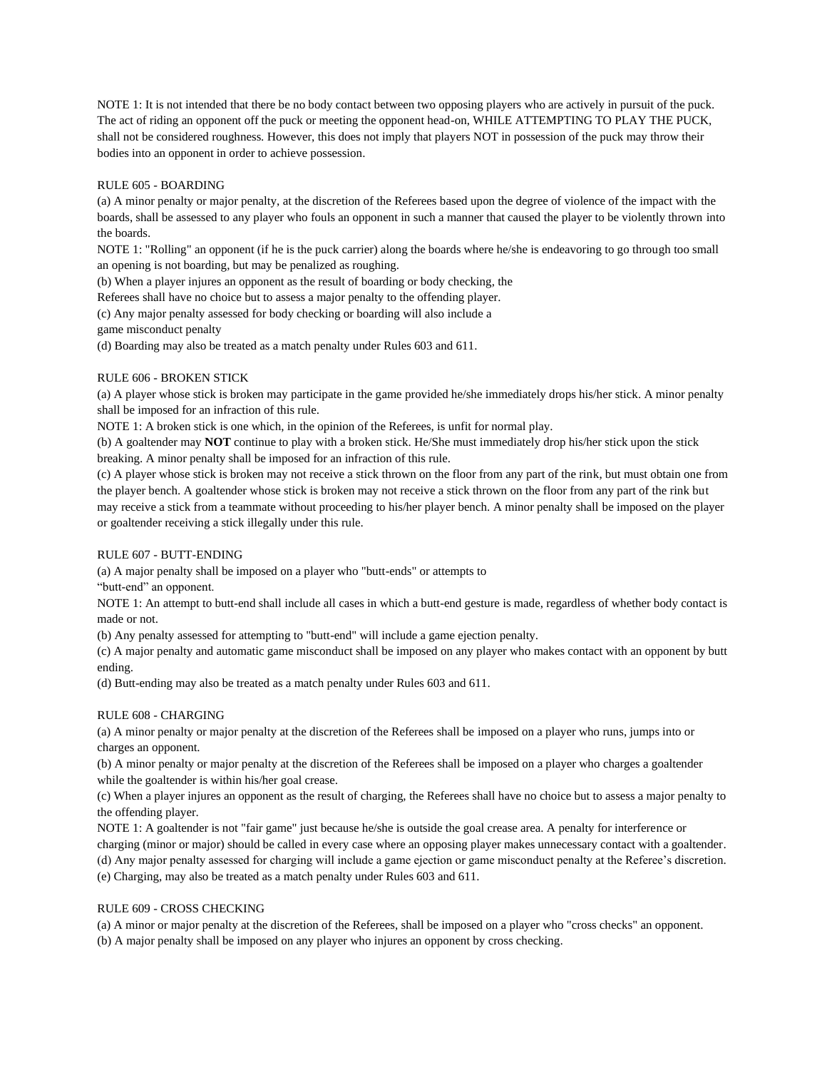NOTE 1: It is not intended that there be no body contact between two opposing players who are actively in pursuit of the puck. The act of riding an opponent off the puck or meeting the opponent head-on, WHILE ATTEMPTING TO PLAY THE PUCK, shall not be considered roughness. However, this does not imply that players NOT in possession of the puck may throw their bodies into an opponent in order to achieve possession.

RULE 605 - BOARDING

(a) A minor penalty or major penalty, at the discretion of the Referees based upon the degree of violence of the impact with the boards, shall be assessed to any player who fouls an opponent in such a manner that caused the player to be violently thrown into the boards.

NOTE 1: "Rolling" an opponent (if he is the puck carrier) along the boards where he/she is endeavoring to go through too small an opening is not boarding, but may be penalized as roughing.

(b) When a player injures an opponent as the result of boarding or body checking, the Referees shall have no choice but to assess a major penalty to the offending player.

(c) Any major penalty assessed for body checking or boarding will also include a game misconduct penalty

(d) Boarding may also be treated as a match penalty under Rules 603 and 611.

RULE 606 - BROKEN STICK

(a) A player whose stick is broken may participate in the game provided he/she immediately drops his/her stick. A minor penalty shall be imposed for an infraction of this rule.

NOTE 1: A broken stick is one which, in the opinion of the Referees, is unfit for normal play.

(b) A goaltender may **NOT** continue to play with a broken stick. He/She must immediately drop his/her stick upon the stick breaking. A minor penalty shall be imposed for an infraction of this rule.

(c) A player whose stick is broken may not receive a stick thrown on the floor from any part of the rink, but must obtain one from the player bench. A goaltender whose stick is broken may not receive a stick thrown on the floor from any part of the rink but may receive a stick from a teammate without proceeding to his/her player bench. A minor penalty shall be imposed on the player or goaltender receiving a stick illegally under this rule.

RULE 607 - BUTT-ENDING

(a) A major penalty shall be imposed on a player who "butt-ends" or attempts to "butt-end" an opponent.

NOTE 1: An attempt to butt-end shall include all cases in which a butt-end gesture is made, regardless of whether body contact is made or not.

(b) Any penalty assessed for attempting to "butt-end" will include a game ejection penalty.

(c) A major penalty and automatic game misconduct shall be imposed on any player who makes contact with an opponent by butt ending.

(d) Butt-ending may also be treated as a match penalty under Rules 603 and 611.

RULE 608 - CHARGING

(a) A minor penalty or major penalty at the discretion of the Referees shall be imposed on a player who runs, jumps into or charges an opponent.

(b) A minor penalty or major penalty at the discretion of the Referees shall be imposed on a player who charges a goaltender while the goaltender is within his/her goal crease.

(c) When a player injures an opponent as the result of charging, the Referees shall have no choice but to assess a major penalty to the offending player.

NOTE 1: A goaltender is not "fair game" just because he/she is outside the goal crease area. A penalty for interference or charging (minor or major) should be called in every case where an opposing player makes unnecessary contact with a goaltender.

(d) Any major penalty assessed for charging will include a game ejection or game misconduct penalty at the Referee's discretion.

(e) Charging, may also be treated as a match penalty under Rules 603 and 611.

RULE 609 - CROSS CHECKING

(a) A minor or major penalty at the discretion of the Referees, shall be imposed on a player who "cross checks" an opponent.

(b) A major penalty shall be imposed on any player who injures an opponent by cross checking.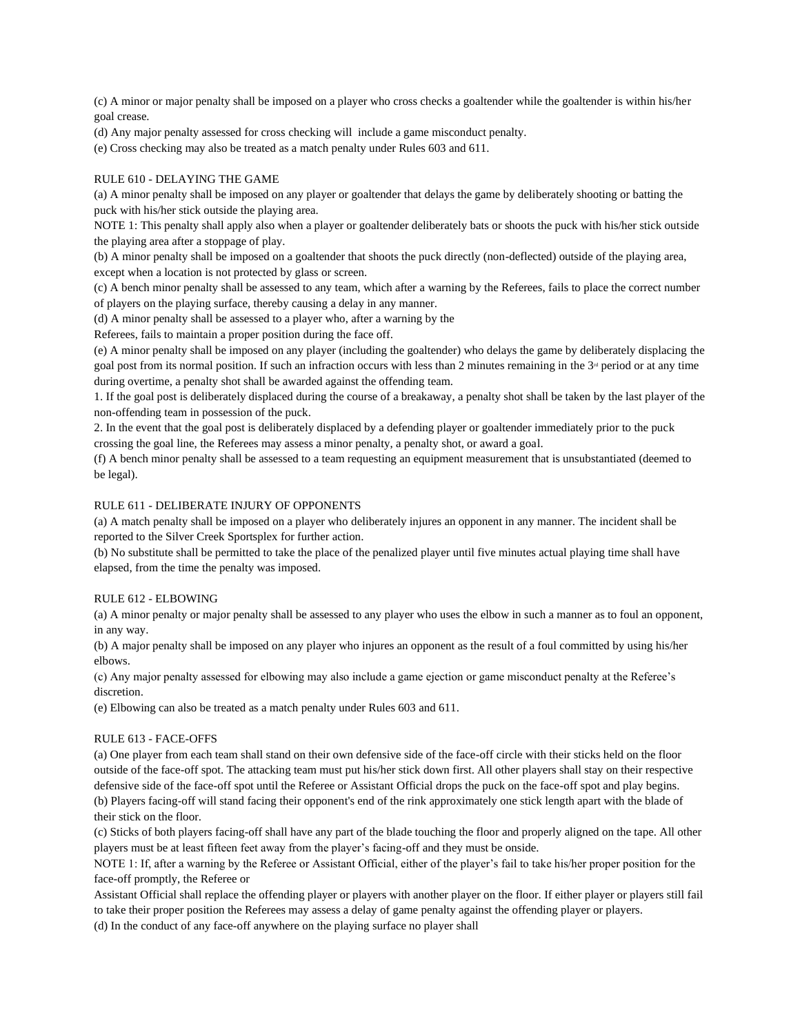(c) A minor or major penalty shall be imposed on a player who cross checks a goaltender while the goaltender is within his/her goal crease.

(d) Any major penalty assessed for cross checking will include a game misconduct penalty.

(e) Cross checking may also be treated as a match penalty under Rules 603 and 611.

RULE 610 - DELAYING THE GAME

(a) A minor penalty shall be imposed on any player or goaltender that delays the game by deliberately shooting or batting the puck with his/her stick outside the playing area.

NOTE 1: This penalty shall apply also when a player or goaltender deliberately bats or shoots the puck with his/her stick outside the playing area after a stoppage of play.

(b) A minor penalty shall be imposed on a goaltender that shoots the puck directly (non-deflected) outside of the playing area, except when a location is not protected by glass or screen.

(c) A bench minor penalty shall be assessed to any team, which after a warning by the Referees, fails to place the correct number of players on the playing surface, thereby causing a delay in any manner.

(d) A minor penalty shall be assessed to a player who, after a warning by the Referees, fails to maintain a proper position during the face off.

(e) A minor penalty shall be imposed on any player (including the goaltender) who delays the game by deliberately displacing the goal post from its normal position. If such an infraction occurs with less than 2 minutes remaining in the 3rd period or at any time during overtime, a penalty shot shall be awarded against the offending team.

1. If the goal post is deliberately displaced during the course of a breakaway, a penalty shot shall be taken by the last player of the non-offending team in possession of the puck.
2. In the event that the goal post is deliberately displaced by a defending player or goaltender immediately prior to the puck crossing the goal line, the Referees may assess a minor penalty, a penalty shot, or award a goal.

(f) A bench minor penalty shall be assessed to a team requesting an equipment measurement that is unsubstantiated (deemed to be legal).

RULE 611 - DELIBERATE INJURY OF OPPONENTS

(a) A match penalty shall be imposed on a player who deliberately injures an opponent in any manner. The incident shall be reported to the Silver Creek Sportsplex for further action.

(b) No substitute shall be permitted to take the place of the penalized player until five minutes actual playing time shall have elapsed, from the time the penalty was imposed.

RULE 612 - ELBOWING

(a) A minor penalty or major penalty shall be assessed to any player who uses the elbow in such a manner as to foul an opponent, in any way.

(b) A major penalty shall be imposed on any player who injures an opponent as the result of a foul committed by using his/her elbows.

(c) Any major penalty assessed for elbowing may also include a game ejection or game misconduct penalty at the Referee's discretion.

(e) Elbowing can also be treated as a match penalty under Rules 603 and 611.

RULE 613 - FACE-OFFS

(a) One player from each team shall stand on their own defensive side of the face-off circle with their sticks held on the floor outside of the face-off spot. The attacking team must put his/her stick down first. All other players shall stay on their respective defensive side of the face-off spot until the Referee or Assistant Official drops the puck on the face-off spot and play begins.

(b) Players facing-off will stand facing their opponent's end of the rink approximately one stick length apart with the blade of their stick on the floor.

(c) Sticks of both players facing-off shall have any part of the blade touching the floor and properly aligned on the tape. All other players must be at least fifteen feet away from the player's facing-off and they must be onside.

NOTE 1: If, after a warning by the Referee or Assistant Official, either of the player's fail to take his/her proper position for the face-off promptly, the Referee or Assistant Official shall replace the offending player or players with another player on the floor. If either player or players still fail to take their proper position the Referees may assess a delay of game penalty against the offending player or players.

(d) In the conduct of any face-off anywhere on the playing surface no player shall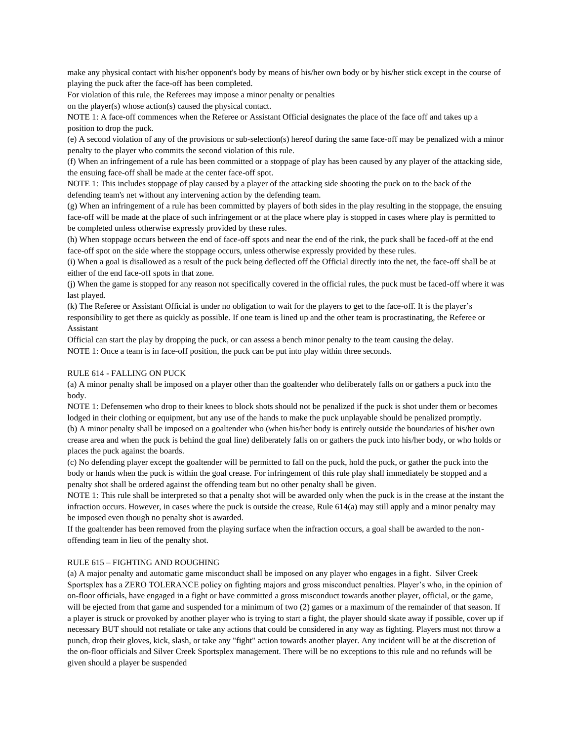make any physical contact with his/her opponent's body by means of his/her own body or by his/her stick except in the course of playing the puck after the face-off has been completed.

For violation of this rule, the Referees may impose a minor penalty or penalties on the player(s) whose action(s) caused the physical contact.

NOTE 1: A face-off commences when the Referee or Assistant Official designates the place of the face off and takes up a position to drop the puck.

(e) A second violation of any of the provisions or sub-selection(s) hereof during the same face-off may be penalized with a minor penalty to the player who commits the second violation of this rule.

(f) When an infringement of a rule has been committed or a stoppage of play has been caused by any player of the attacking side, the ensuing face-off shall be made at the center face-off spot.

NOTE 1: This includes stoppage of play caused by a player of the attacking side shooting the puck on to the back of the defending team's net without any intervening action by the defending team.

(g) When an infringement of a rule has been committed by players of both sides in the play resulting in the stoppage, the ensuing face-off will be made at the place of such infringement or at the place where play is stopped in cases where play is permitted to be completed unless otherwise expressly provided by these rules.

(h) When stoppage occurs between the end of face-off spots and near the end of the rink, the puck shall be faced-off at the end face-off spot on the side where the stoppage occurs, unless otherwise expressly provided by these rules.

(i) When a goal is disallowed as a result of the puck being deflected off the Official directly into the net, the face-off shall be at either of the end face-off spots in that zone.

(j) When the game is stopped for any reason not specifically covered in the official rules, the puck must be faced-off where it was last played.

(k) The Referee or Assistant Official is under no obligation to wait for the players to get to the face-off. It is the player's responsibility to get there as quickly as possible. If one team is lined up and the other team is procrastinating, the Referee or Assistant Official can start the play by dropping the puck, or can assess a bench minor penalty to the team causing the delay.

NOTE 1: Once a team is in face-off position, the puck can be put into play within three seconds.

RULE 614 - FALLING ON PUCK

(a) A minor penalty shall be imposed on a player other than the goaltender who deliberately falls on or gathers a puck into the body.

NOTE 1: Defensemen who drop to their knees to block shots should not be penalized if the puck is shot under them or becomes lodged in their clothing or equipment, but any use of the hands to make the puck unplayable should be penalized promptly.

(b) A minor penalty shall be imposed on a goaltender who (when his/her body is entirely outside the boundaries of his/her own crease area and when the puck is behind the goal line) deliberately falls on or gathers the puck into his/her body, or who holds or places the puck against the boards.

(c) No defending player except the goaltender will be permitted to fall on the puck, hold the puck, or gather the puck into the body or hands when the puck is within the goal crease. For infringement of this rule play shall immediately be stopped and a penalty shot shall be ordered against the offending team but no other penalty shall be given.

NOTE 1: This rule shall be interpreted so that a penalty shot will be awarded only when the puck is in the crease at the instant the infraction occurs. However, in cases where the puck is outside the crease, Rule 614(a) may still apply and a minor penalty may be imposed even though no penalty shot is awarded.

If the goaltender has been removed from the playing surface when the infraction occurs, a goal shall be awarded to the non-offending team in lieu of the penalty shot.

RULE 615 – FIGHTING AND ROUGHING

(a) A major penalty and automatic game misconduct shall be imposed on any player who engages in a fight. Silver Creek Sportsplex has a ZERO TOLERANCE policy on fighting majors and gross misconduct penalties. Player's who, in the opinion of on-floor officials, have engaged in a fight or have committed a gross misconduct towards another player, official, or the game, will be ejected from that game and suspended for a minimum of two (2) games or a maximum of the remainder of that season. If a player is struck or provoked by another player who is trying to start a fight, the player should skate away if possible, cover up if necessary BUT should not retaliate or take any actions that could be considered in any way as fighting. Players must not throw a punch, drop their gloves, kick, slash, or take any "fight" action towards another player. Any incident will be at the discretion of the on-floor officials and Silver Creek Sportsplex management. There will be no exceptions to this rule and no refunds will be given should a player be suspended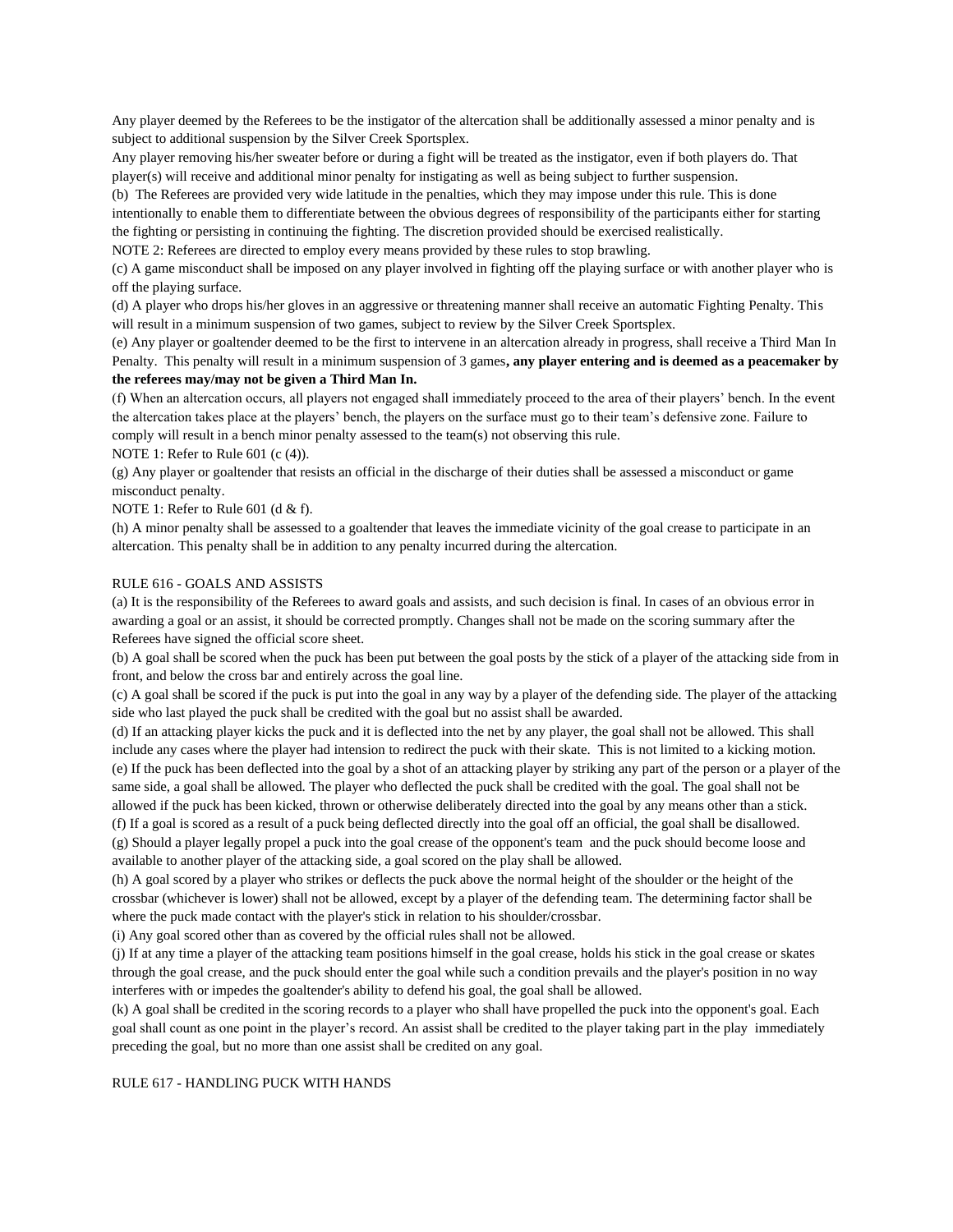Any player deemed by the Referees to be the instigator of the altercation shall be additionally assessed a minor penalty and is subject to additional suspension by the Silver Creek Sportsplex.

Any player removing his/her sweater before or during a fight will be treated as the instigator, even if both players do. That player(s) will receive and additional minor penalty for instigating as well as being subject to further suspension.

(b) The Referees are provided very wide latitude in the penalties, which they may impose under this rule. This is done intentionally to enable them to differentiate between the obvious degrees of responsibility of the participants either for starting the fighting or persisting in continuing the fighting. The discretion provided should be exercised realistically.

NOTE 2: Referees are directed to employ every means provided by these rules to stop brawling.

(c) A game misconduct shall be imposed on any player involved in fighting off the playing surface or with another player who is off the playing surface.

(d) A player who drops his/her gloves in an aggressive or threatening manner shall receive an automatic Fighting Penalty. This will result in a minimum suspension of two games, subject to review by the Silver Creek Sportsplex.

(e) Any player or goaltender deemed to be the first to intervene in an altercation already in progress, shall receive a Third Man In Penalty. This penalty will result in a minimum suspension of 3 games**, any player entering and is deemed as a peacemaker by the referees may/may not be given a Third Man In.**

(f) When an altercation occurs, all players not engaged shall immediately proceed to the area of their players' bench. In the event the altercation takes place at the players' bench, the players on the surface must go to their team's defensive zone. Failure to comply will result in a bench minor penalty assessed to the team(s) not observing this rule.

NOTE 1: Refer to Rule 601 (c (4)).

(g) Any player or goaltender that resists an official in the discharge of their duties shall be assessed a misconduct or game misconduct penalty.

NOTE 1: Refer to Rule 601 (d & f).

(h) A minor penalty shall be assessed to a goaltender that leaves the immediate vicinity of the goal crease to participate in an altercation. This penalty shall be in addition to any penalty incurred during the altercation.

RULE 616 - GOALS AND ASSISTS

(a) It is the responsibility of the Referees to award goals and assists, and such decision is final. In cases of an obvious error in awarding a goal or an assist, it should be corrected promptly. Changes shall not be made on the scoring summary after the Referees have signed the official score sheet.

(b) A goal shall be scored when the puck has been put between the goal posts by the stick of a player of the attacking side from in front, and below the cross bar and entirely across the goal line.

(c) A goal shall be scored if the puck is put into the goal in any way by a player of the defending side. The player of the attacking side who last played the puck shall be credited with the goal but no assist shall be awarded.

(d) If an attacking player kicks the puck and it is deflected into the net by any player, the goal shall not be allowed. This shall include any cases where the player had intension to redirect the puck with their skate. This is not limited to a kicking motion.

(e) If the puck has been deflected into the goal by a shot of an attacking player by striking any part of the person or a player of the same side, a goal shall be allowed. The player who deflected the puck shall be credited with the goal. The goal shall not be allowed if the puck has been kicked, thrown or otherwise deliberately directed into the goal by any means other than a stick.

(f) If a goal is scored as a result of a puck being deflected directly into the goal off an official, the goal shall be disallowed.

(g) Should a player legally propel a puck into the goal crease of the opponent's team and the puck should become loose and available to another player of the attacking side, a goal scored on the play shall be allowed.

(h) A goal scored by a player who strikes or deflects the puck above the normal height of the shoulder or the height of the crossbar (whichever is lower) shall not be allowed, except by a player of the defending team. The determining factor shall be where the puck made contact with the player's stick in relation to his shoulder/crossbar.

(i) Any goal scored other than as covered by the official rules shall not be allowed.

(j) If at any time a player of the attacking team positions himself in the goal crease, holds his stick in the goal crease or skates through the goal crease, and the puck should enter the goal while such a condition prevails and the player's position in no way interferes with or impedes the goaltender's ability to defend his goal, the goal shall be allowed.

(k) A goal shall be credited in the scoring records to a player who shall have propelled the puck into the opponent's goal. Each goal shall count as one point in the player's record. An assist shall be credited to the player taking part in the play immediately preceding the goal, but no more than one assist shall be credited on any goal.

RULE 617 - HANDLING PUCK WITH HANDS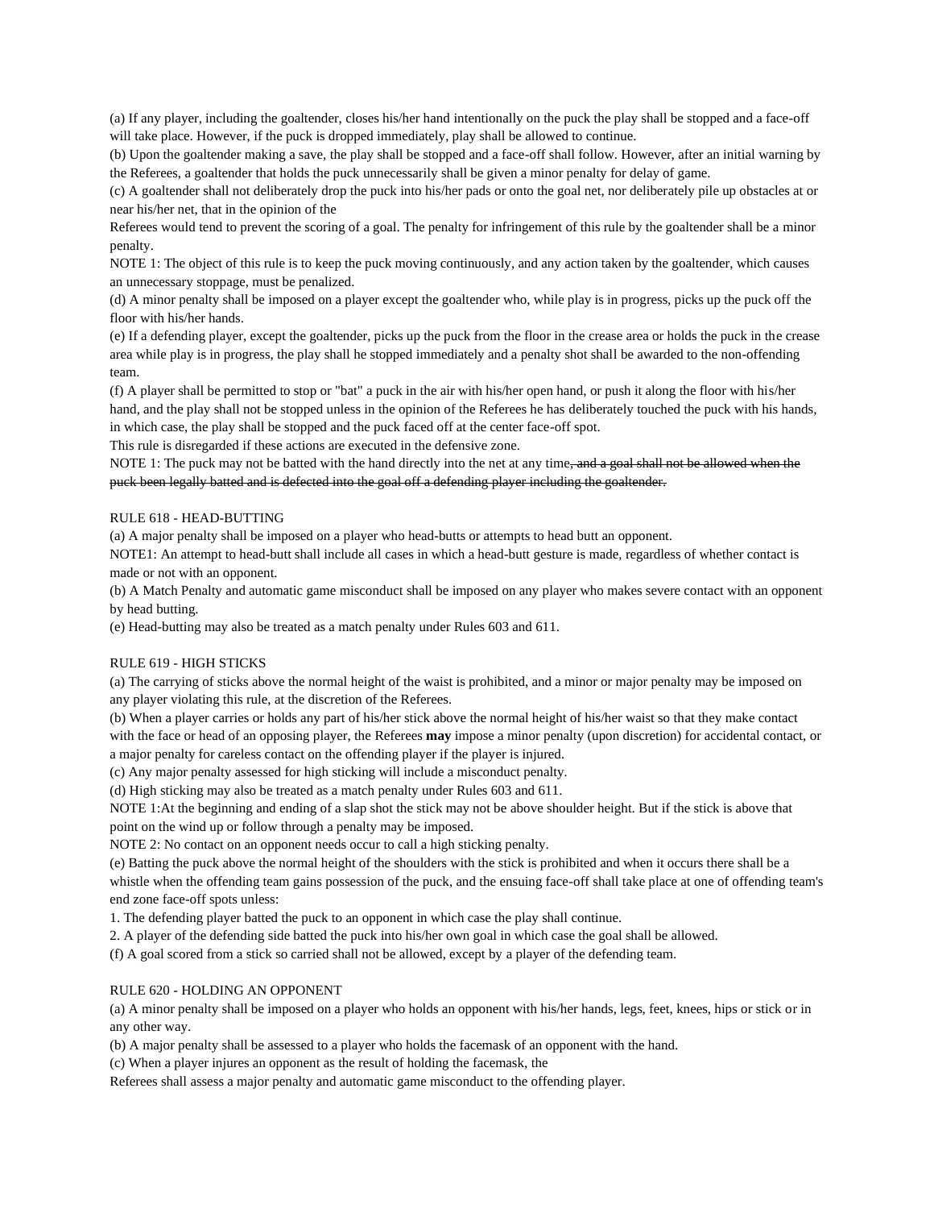(a) If any player, including the goaltender, closes his/her hand intentionally on the puck the play shall be stopped and a face-off will take place. However, if the puck is dropped immediately, play shall be allowed to continue.

(b) Upon the goaltender making a save, the play shall be stopped and a face-off shall follow. However, after an initial warning by the Referees, a goaltender that holds the puck unnecessarily shall be given a minor penalty for delay of game.

(c) A goaltender shall not deliberately drop the puck into his/her pads or onto the goal net, nor deliberately pile up obstacles at or near his/her net, that in the opinion of the Referees would tend to prevent the scoring of a goal. The penalty for infringement of this rule by the goaltender shall be a minor penalty.

NOTE 1: The object of this rule is to keep the puck moving continuously, and any action taken by the goaltender, which causes an unnecessary stoppage, must be penalized.

(d) A minor penalty shall be imposed on a player except the goaltender who, while play is in progress, picks up the puck off the floor with his/her hands.

(e) If a defending player, except the goaltender, picks up the puck from the floor in the crease area or holds the puck in the crease area while play is in progress, the play shall he stopped immediately and a penalty shot shall be awarded to the non-offending team.

(f) A player shall be permitted to stop or "bat" a puck in the air with his/her open hand, or push it along the floor with his/her hand, and the play shall not be stopped unless in the opinion of the Referees he has deliberately touched the puck with his hands, in which case, the play shall be stopped and the puck faced off at the center face-off spot.

This rule is disregarded if these actions are executed in the defensive zone.

NOTE 1: The puck may not be batted with the hand directly into the net at any time~~, and a goal shall not be allowed when the puck been legally batted and is defected into the goal off a defending player including the goaltender.~~

## RULE 618 - HEAD-BUTTING

(a) A major penalty shall be imposed on a player who head-butts or attempts to head butt an opponent.

NOTE1: An attempt to head-butt shall include all cases in which a head-butt gesture is made, regardless of whether contact is made or not with an opponent.

(b) A Match Penalty and automatic game misconduct shall be imposed on any player who makes severe contact with an opponent by head butting.

(e) Head-butting may also be treated as a match penalty under Rules 603 and 611.

## RULE 619 - HIGH STICKS

(a) The carrying of sticks above the normal height of the waist is prohibited, and a minor or major penalty may be imposed on any player violating this rule, at the discretion of the Referees.

(b) When a player carries or holds any part of his/her stick above the normal height of his/her waist so that they make contact with the face or head of an opposing player, the Referees **may** impose a minor penalty (upon discretion) for accidental contact, or a major penalty for careless contact on the offending player if the player is injured.

(c) Any major penalty assessed for high sticking will include a misconduct penalty.

(d) High sticking may also be treated as a match penalty under Rules 603 and 611.

NOTE 1:At the beginning and ending of a slap shot the stick may not be above shoulder height. But if the stick is above that point on the wind up or follow through a penalty may be imposed.

NOTE 2: No contact on an opponent needs occur to call a high sticking penalty.

(e) Batting the puck above the normal height of the shoulders with the stick is prohibited and when it occurs there shall be a whistle when the offending team gains possession of the puck, and the ensuing face-off shall take place at one of offending team's end zone face-off spots unless:

1. The defending player batted the puck to an opponent in which case the play shall continue.
2. A player of the defending side batted the puck into his/her own goal in which case the goal shall be allowed.

(f) A goal scored from a stick so carried shall not be allowed, except by a player of the defending team.

## RULE 620 - HOLDING AN OPPONENT

(a) A minor penalty shall be imposed on a player who holds an opponent with his/her hands, legs, feet, knees, hips or stick or in any other way.

(b) A major penalty shall be assessed to a player who holds the facemask of an opponent with the hand.

(c) When a player injures an opponent as the result of holding the facemask, the Referees shall assess a major penalty and automatic game misconduct to the offending player.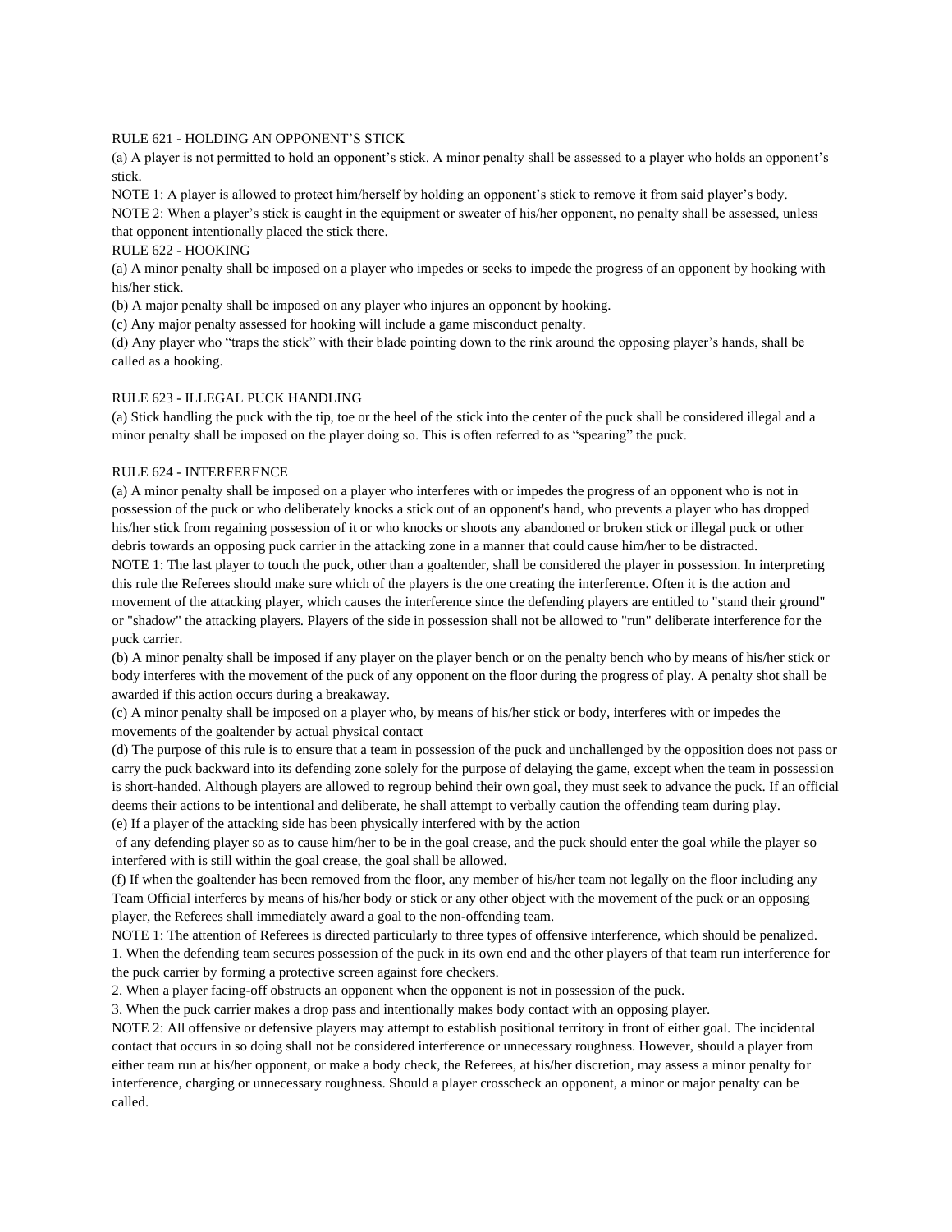## RULE 621 - HOLDING AN OPPONENT'S STICK

(a) A player is not permitted to hold an opponent's stick. A minor penalty shall be assessed to a player who holds an opponent's stick.

NOTE 1: A player is allowed to protect him/herself by holding an opponent's stick to remove it from said player's body.

NOTE 2: When a player's stick is caught in the equipment or sweater of his/her opponent, no penalty shall be assessed, unless that opponent intentionally placed the stick there.

## RULE 622 - HOOKING

(a) A minor penalty shall be imposed on a player who impedes or seeks to impede the progress of an opponent by hooking with his/her stick.

(b) A major penalty shall be imposed on any player who injures an opponent by hooking.

(c) Any major penalty assessed for hooking will include a game misconduct penalty.

(d) Any player who "traps the stick" with their blade pointing down to the rink around the opposing player's hands, shall be called as a hooking.

## RULE 623 - ILLEGAL PUCK HANDLING

(a) Stick handling the puck with the tip, toe or the heel of the stick into the center of the puck shall be considered illegal and a minor penalty shall be imposed on the player doing so. This is often referred to as "spearing" the puck.

## RULE 624 - INTERFERENCE

(a) A minor penalty shall be imposed on a player who interferes with or impedes the progress of an opponent who is not in possession of the puck or who deliberately knocks a stick out of an opponent's hand, who prevents a player who has dropped his/her stick from regaining possession of it or who knocks or shoots any abandoned or broken stick or illegal puck or other debris towards an opposing puck carrier in the attacking zone in a manner that could cause him/her to be distracted.

NOTE 1: The last player to touch the puck, other than a goaltender, shall be considered the player in possession. In interpreting this rule the Referees should make sure which of the players is the one creating the interference. Often it is the action and movement of the attacking player, which causes the interference since the defending players are entitled to "stand their ground" or "shadow" the attacking players. Players of the side in possession shall not be allowed to "run" deliberate interference for the puck carrier.

(b) A minor penalty shall be imposed if any player on the player bench or on the penalty bench who by means of his/her stick or body interferes with the movement of the puck of any opponent on the floor during the progress of play. A penalty shot shall be awarded if this action occurs during a breakaway.

(c) A minor penalty shall be imposed on a player who, by means of his/her stick or body, interferes with or impedes the movements of the goaltender by actual physical contact

(d) The purpose of this rule is to ensure that a team in possession of the puck and unchallenged by the opposition does not pass or carry the puck backward into its defending zone solely for the purpose of delaying the game, except when the team in possession is short-handed. Although players are allowed to regroup behind their own goal, they must seek to advance the puck. If an official deems their actions to be intentional and deliberate, he shall attempt to verbally caution the offending team during play.

(e) If a player of the attacking side has been physically interfered with by the action of any defending player so as to cause him/her to be in the goal crease, and the puck should enter the goal while the player so interfered with is still within the goal crease, the goal shall be allowed.

(f) If when the goaltender has been removed from the floor, any member of his/her team not legally on the floor including any Team Official interferes by means of his/her body or stick or any other object with the movement of the puck or an opposing player, the Referees shall immediately award a goal to the non-offending team.

NOTE 1: The attention of Referees is directed particularly to three types of offensive interference, which should be penalized.

1. When the defending team secures possession of the puck in its own end and the other players of that team run interference for the puck carrier by forming a protective screen against fore checkers.
2. When a player facing-off obstructs an opponent when the opponent is not in possession of the puck.
3. When the puck carrier makes a drop pass and intentionally makes body contact with an opposing player.

NOTE 2: All offensive or defensive players may attempt to establish positional territory in front of either goal. The incidental contact that occurs in so doing shall not be considered interference or unnecessary roughness. However, should a player from either team run at his/her opponent, or make a body check, the Referees, at his/her discretion, may assess a minor penalty for interference, charging or unnecessary roughness. Should a player crosscheck an opponent, a minor or major penalty can be called.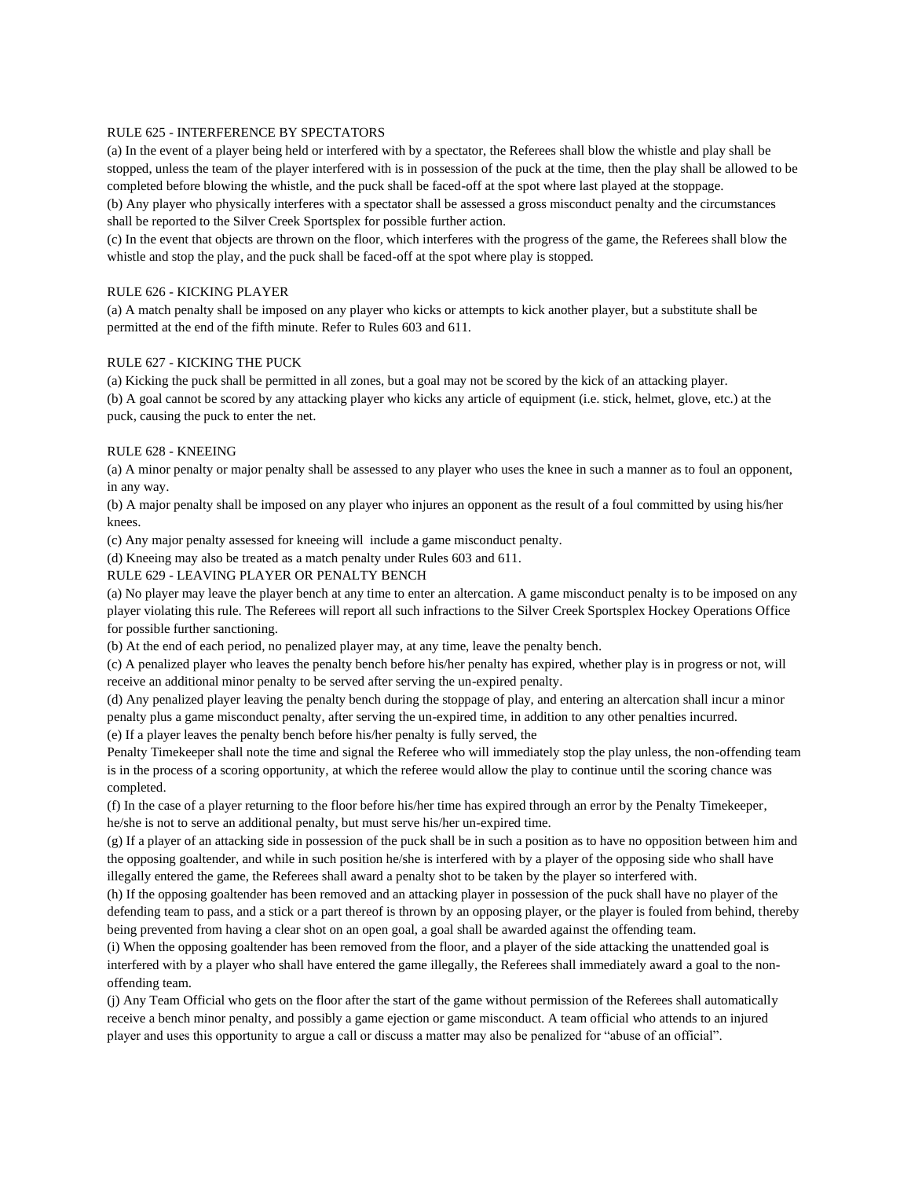## RULE 625 - INTERFERENCE BY SPECTATORS

(a) In the event of a player being held or interfered with by a spectator, the Referees shall blow the whistle and play shall be stopped, unless the team of the player interfered with is in possession of the puck at the time, then the play shall be allowed to be completed before blowing the whistle, and the puck shall be faced-off at the spot where last played at the stoppage.

(b) Any player who physically interferes with a spectator shall be assessed a gross misconduct penalty and the circumstances shall be reported to the Silver Creek Sportsplex for possible further action.

(c) In the event that objects are thrown on the floor, which interferes with the progress of the game, the Referees shall blow the whistle and stop the play, and the puck shall be faced-off at the spot where play is stopped.

## RULE 626 - KICKING PLAYER

(a) A match penalty shall be imposed on any player who kicks or attempts to kick another player, but a substitute shall be permitted at the end of the fifth minute. Refer to Rules 603 and 611.

## RULE 627 - KICKING THE PUCK

(a) Kicking the puck shall be permitted in all zones, but a goal may not be scored by the kick of an attacking player.

(b) A goal cannot be scored by any attacking player who kicks any article of equipment (i.e. stick, helmet, glove, etc.) at the puck, causing the puck to enter the net.

## RULE 628 - KNEEING

(a) A minor penalty or major penalty shall be assessed to any player who uses the knee in such a manner as to foul an opponent, in any way.

(b) A major penalty shall be imposed on any player who injures an opponent as the result of a foul committed by using his/her knees.

(c) Any major penalty assessed for kneeing will include a game misconduct penalty.

(d) Kneeing may also be treated as a match penalty under Rules 603 and 611.

## RULE 629 - LEAVING PLAYER OR PENALTY BENCH

(a) No player may leave the player bench at any time to enter an altercation. A game misconduct penalty is to be imposed on any player violating this rule. The Referees will report all such infractions to the Silver Creek Sportsplex Hockey Operations Office for possible further sanctioning.

(b) At the end of each period, no penalized player may, at any time, leave the penalty bench.

(c) A penalized player who leaves the penalty bench before his/her penalty has expired, whether play is in progress or not, will receive an additional minor penalty to be served after serving the un-expired penalty.

(d) Any penalized player leaving the penalty bench during the stoppage of play, and entering an altercation shall incur a minor penalty plus a game misconduct penalty, after serving the un-expired time, in addition to any other penalties incurred.

(e) If a player leaves the penalty bench before his/her penalty is fully served, the Penalty Timekeeper shall note the time and signal the Referee who will immediately stop the play unless, the non-offending team is in the process of a scoring opportunity, at which the referee would allow the play to continue until the scoring chance was completed.

(f) In the case of a player returning to the floor before his/her time has expired through an error by the Penalty Timekeeper, he/she is not to serve an additional penalty, but must serve his/her un-expired time.

(g) If a player of an attacking side in possession of the puck shall be in such a position as to have no opposition between him and the opposing goaltender, and while in such position he/she is interfered with by a player of the opposing side who shall have illegally entered the game, the Referees shall award a penalty shot to be taken by the player so interfered with.

(h) If the opposing goaltender has been removed and an attacking player in possession of the puck shall have no player of the defending team to pass, and a stick or a part thereof is thrown by an opposing player, or the player is fouled from behind, thereby being prevented from having a clear shot on an open goal, a goal shall be awarded against the offending team.

(i) When the opposing goaltender has been removed from the floor, and a player of the side attacking the unattended goal is interfered with by a player who shall have entered the game illegally, the Referees shall immediately award a goal to the non-offending team.

(j) Any Team Official who gets on the floor after the start of the game without permission of the Referees shall automatically receive a bench minor penalty, and possibly a game ejection or game misconduct. A team official who attends to an injured player and uses this opportunity to argue a call or discuss a matter may also be penalized for "abuse of an official".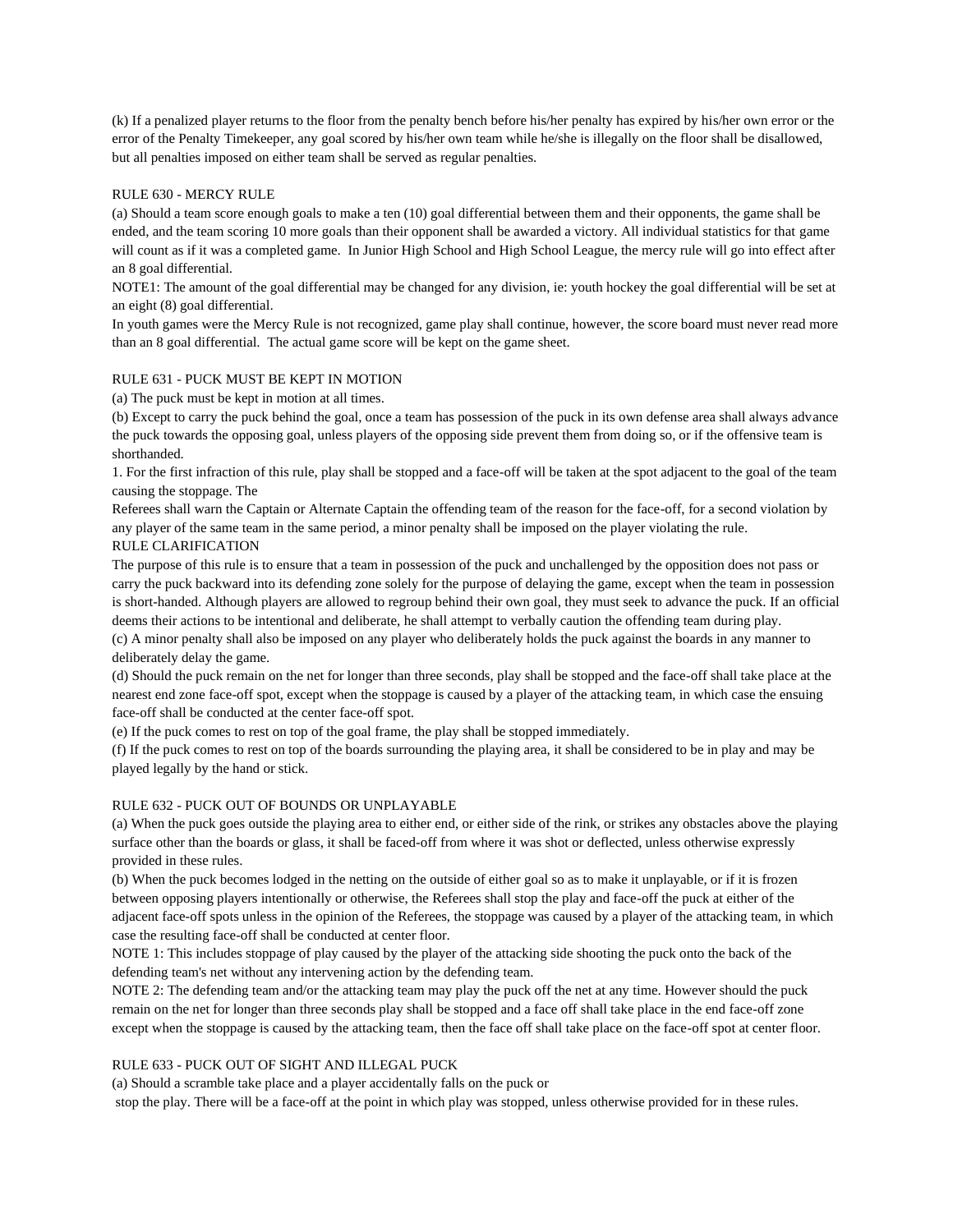(k) If a penalized player returns to the floor from the penalty bench before his/her penalty has expired by his/her own error or the error of the Penalty Timekeeper, any goal scored by his/her own team while he/she is illegally on the floor shall be disallowed, but all penalties imposed on either team shall be served as regular penalties.

RULE 630 - MERCY RULE

(a) Should a team score enough goals to make a ten (10) goal differential between them and their opponents, the game shall be ended, and the team scoring 10 more goals than their opponent shall be awarded a victory. All individual statistics for that game will count as if it was a completed game. In Junior High School and High School League, the mercy rule will go into effect after an 8 goal differential.

NOTE1: The amount of the goal differential may be changed for any division, ie: youth hockey the goal differential will be set at an eight (8) goal differential.

In youth games were the Mercy Rule is not recognized, game play shall continue, however, the score board must never read more than an 8 goal differential. The actual game score will be kept on the game sheet.

RULE 631 - PUCK MUST BE KEPT IN MOTION

(a) The puck must be kept in motion at all times.

(b) Except to carry the puck behind the goal, once a team has possession of the puck in its own defense area shall always advance the puck towards the opposing goal, unless players of the opposing side prevent them from doing so, or if the offensive team is shorthanded.

1. For the first infraction of this rule, play shall be stopped and a face-off will be taken at the spot adjacent to the goal of the team causing the stoppage. The

Referees shall warn the Captain or Alternate Captain the offending team of the reason for the face-off, for a second violation by any player of the same team in the same period, a minor penalty shall be imposed on the player violating the rule.

RULE CLARIFICATION

The purpose of this rule is to ensure that a team in possession of the puck and unchallenged by the opposition does not pass or carry the puck backward into its defending zone solely for the purpose of delaying the game, except when the team in possession is short-handed. Although players are allowed to regroup behind their own goal, they must seek to advance the puck. If an official deems their actions to be intentional and deliberate, he shall attempt to verbally caution the offending team during play.

(c) A minor penalty shall also be imposed on any player who deliberately holds the puck against the boards in any manner to deliberately delay the game.

(d) Should the puck remain on the net for longer than three seconds, play shall be stopped and the face-off shall take place at the nearest end zone face-off spot, except when the stoppage is caused by a player of the attacking team, in which case the ensuing face-off shall be conducted at the center face-off spot.

(e) If the puck comes to rest on top of the goal frame, the play shall be stopped immediately.

(f) If the puck comes to rest on top of the boards surrounding the playing area, it shall be considered to be in play and may be played legally by the hand or stick.

RULE 632 - PUCK OUT OF BOUNDS OR UNPLAYABLE

(a) When the puck goes outside the playing area to either end, or either side of the rink, or strikes any obstacles above the playing surface other than the boards or glass, it shall be faced-off from where it was shot or deflected, unless otherwise expressly provided in these rules.

(b) When the puck becomes lodged in the netting on the outside of either goal so as to make it unplayable, or if it is frozen between opposing players intentionally or otherwise, the Referees shall stop the play and face-off the puck at either of the adjacent face-off spots unless in the opinion of the Referees, the stoppage was caused by a player of the attacking team, in which case the resulting face-off shall be conducted at center floor.

NOTE 1: This includes stoppage of play caused by the player of the attacking side shooting the puck onto the back of the defending team's net without any intervening action by the defending team.

NOTE 2: The defending team and/or the attacking team may play the puck off the net at any time. However should the puck remain on the net for longer than three seconds play shall be stopped and a face off shall take place in the end face-off zone except when the stoppage is caused by the attacking team, then the face off shall take place on the face-off spot at center floor.

RULE 633 - PUCK OUT OF SIGHT AND ILLEGAL PUCK

(a) Should a scramble take place and a player accidentally falls on the puck or

stop the play. There will be a face-off at the point in which play was stopped, unless otherwise provided for in these rules.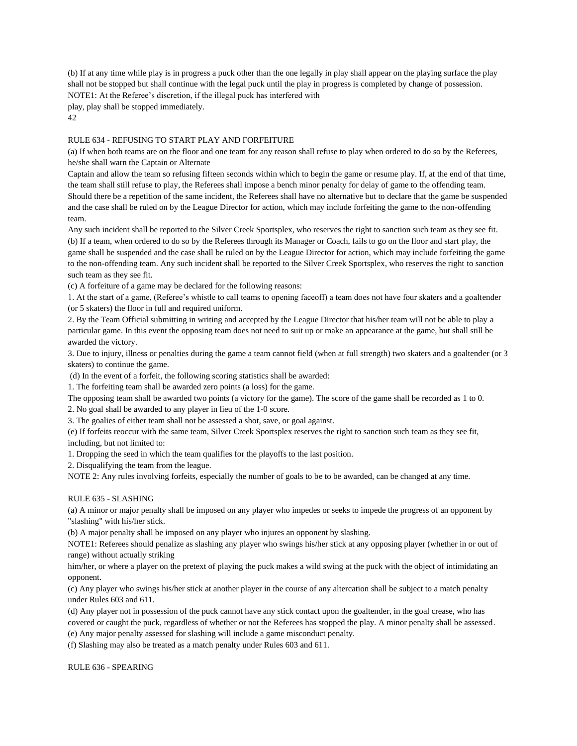(b) If at any time while play is in progress a puck other than the one legally in play shall appear on the playing surface the play shall not be stopped but shall continue with the legal puck until the play in progress is completed by change of possession.

NOTE1: At the Referee's discretion, if the illegal puck has interfered with play, play shall be stopped immediately.

RULE 634 - REFUSING TO START PLAY AND FORFEITURE

(a) If when both teams are on the floor and one team for any reason shall refuse to play when ordered to do so by the Referees, he/she shall warn the Captain or Alternate Captain and allow the team so refusing fifteen seconds within which to begin the game or resume play. If, at the end of that time, the team shall still refuse to play, the Referees shall impose a bench minor penalty for delay of game to the offending team. Should there be a repetition of the same incident, the Referees shall have no alternative but to declare that the game be suspended and the case shall be ruled on by the League Director for action, which may include forfeiting the game to the non-offending team.

Any such incident shall be reported to the Silver Creek Sportsplex, who reserves the right to sanction such team as they see fit.

(b) If a team, when ordered to do so by the Referees through its Manager or Coach, fails to go on the floor and start play, the game shall be suspended and the case shall be ruled on by the League Director for action, which may include forfeiting the game to the non-offending team. Any such incident shall be reported to the Silver Creek Sportsplex, who reserves the right to sanction such team as they see fit.

(c) A forfeiture of a game may be declared for the following reasons:

1. At the start of a game, (Referee's whistle to call teams to opening faceoff) a team does not have four skaters and a goaltender (or 5 skaters) the floor in full and required uniform.
2. By the Team Official submitting in writing and accepted by the League Director that his/her team will not be able to play a particular game. In this event the opposing team does not need to suit up or make an appearance at the game, but shall still be awarded the victory.
3. Due to injury, illness or penalties during the game a team cannot field (when at full strength) two skaters and a goaltender (or 3 skaters) to continue the game.

(d) In the event of a forfeit, the following scoring statistics shall be awarded:

1. The forfeiting team shall be awarded zero points (a loss) for the game.

The opposing team shall be awarded two points (a victory for the game). The score of the game shall be recorded as 1 to 0.

2. No goal shall be awarded to any player in lieu of the 1-0 score.
3. The goalies of either team shall not be assessed a shot, save, or goal against.

(e) If forfeits reoccur with the same team, Silver Creek Sportsplex reserves the right to sanction such team as they see fit, including, but not limited to:

1. Dropping the seed in which the team qualifies for the playoffs to the last position.
2. Disqualifying the team from the league.

NOTE 2: Any rules involving forfeits, especially the number of goals to be to be awarded, can be changed at any time.

RULE 635 - SLASHING

(a) A minor or major penalty shall be imposed on any player who impedes or seeks to impede the progress of an opponent by "slashing" with his/her stick.

(b) A major penalty shall be imposed on any player who injures an opponent by slashing.

NOTE1: Referees should penalize as slashing any player who swings his/her stick at any opposing player (whether in or out of range) without actually striking him/her, or where a player on the pretext of playing the puck makes a wild swing at the puck with the object of intimidating an opponent.

(c) Any player who swings his/her stick at another player in the course of any altercation shall be subject to a match penalty under Rules 603 and 611.

(d) Any player not in possession of the puck cannot have any stick contact upon the goaltender, in the goal crease, who has covered or caught the puck, regardless of whether or not the Referees has stopped the play. A minor penalty shall be assessed.

(e) Any major penalty assessed for slashing will include a game misconduct penalty.

(f) Slashing may also be treated as a match penalty under Rules 603 and 611.

RULE 636 - SPEARING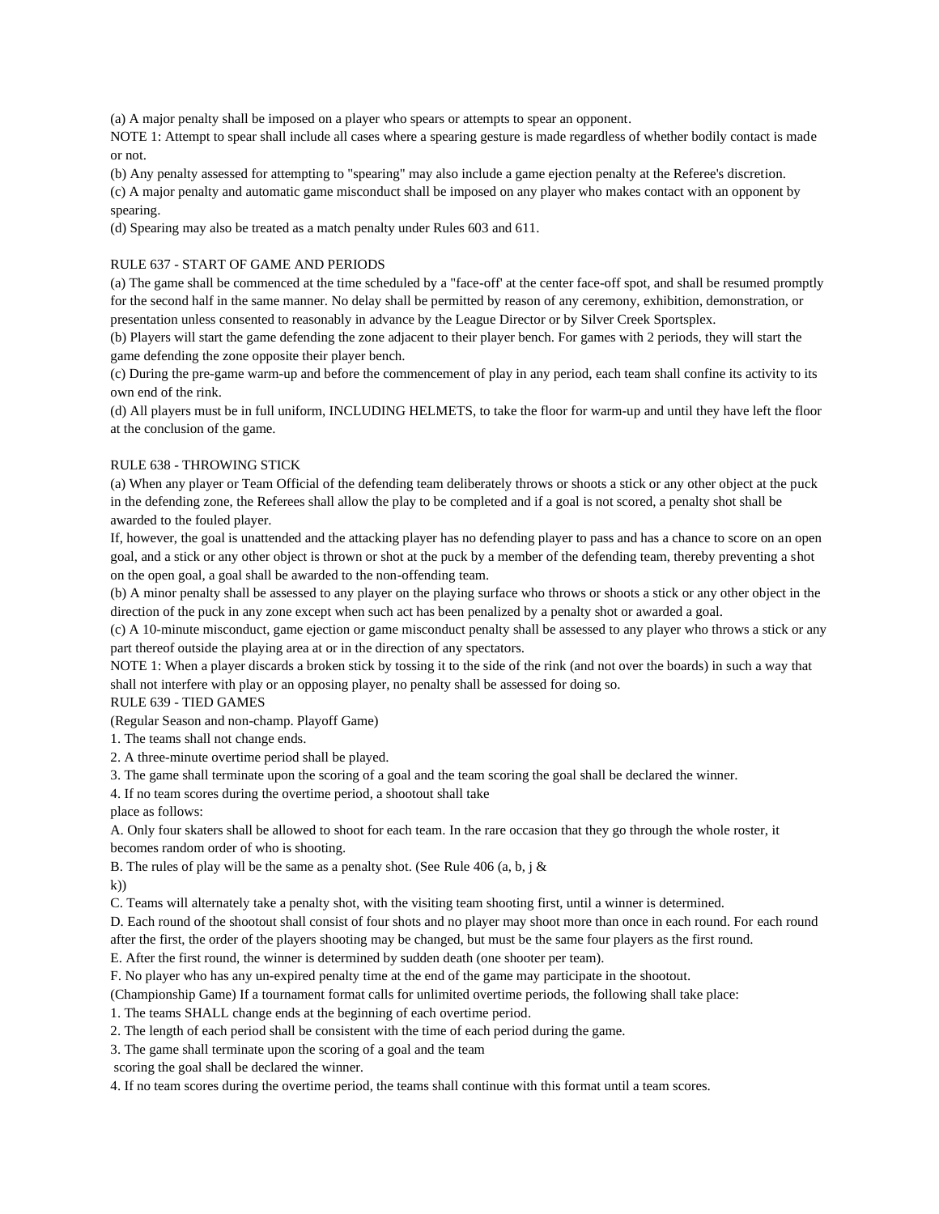(a) A major penalty shall be imposed on a player who spears or attempts to spear an opponent.

NOTE 1: Attempt to spear shall include all cases where a spearing gesture is made regardless of whether bodily contact is made or not.

(b) Any penalty assessed for attempting to "spearing" may also include a game ejection penalty at the Referee's discretion.

(c) A major penalty and automatic game misconduct shall be imposed on any player who makes contact with an opponent by spearing.

(d) Spearing may also be treated as a match penalty under Rules 603 and 611.

RULE 637 - START OF GAME AND PERIODS

(a) The game shall be commenced at the time scheduled by a "face-off' at the center face-off spot, and shall be resumed promptly for the second half in the same manner. No delay shall be permitted by reason of any ceremony, exhibition, demonstration, or presentation unless consented to reasonably in advance by the League Director or by Silver Creek Sportsplex.

(b) Players will start the game defending the zone adjacent to their player bench. For games with 2 periods, they will start the game defending the zone opposite their player bench.

(c) During the pre-game warm-up and before the commencement of play in any period, each team shall confine its activity to its own end of the rink.

(d) All players must be in full uniform, INCLUDING HELMETS, to take the floor for warm-up and until they have left the floor at the conclusion of the game.

RULE 638 - THROWING STICK

(a) When any player or Team Official of the defending team deliberately throws or shoots a stick or any other object at the puck in the defending zone, the Referees shall allow the play to be completed and if a goal is not scored, a penalty shot shall be awarded to the fouled player.

If, however, the goal is unattended and the attacking player has no defending player to pass and has a chance to score on an open goal, and a stick or any other object is thrown or shot at the puck by a member of the defending team, thereby preventing a shot on the open goal, a goal shall be awarded to the non-offending team.

(b) A minor penalty shall be assessed to any player on the playing surface who throws or shoots a stick or any other object in the direction of the puck in any zone except when such act has been penalized by a penalty shot or awarded a goal.

(c) A 10-minute misconduct, game ejection or game misconduct penalty shall be assessed to any player who throws a stick or any part thereof outside the playing area at or in the direction of any spectators.

NOTE 1: When a player discards a broken stick by tossing it to the side of the rink (and not over the boards) in such a way that shall not interfere with play or an opposing player, no penalty shall be assessed for doing so.

RULE 639 - TIED GAMES

(Regular Season and non-champ. Playoff Game)

1. The teams shall not change ends.
2. A three-minute overtime period shall be played.
3. The game shall terminate upon the scoring of a goal and the team scoring the goal shall be declared the winner.
4. If no team scores during the overtime period, a shootout shall take place as follows:

A. Only four skaters shall be allowed to shoot for each team. In the rare occasion that they go through the whole roster, it becomes random order of who is shooting.

B. The rules of play will be the same as a penalty shot. (See Rule 406 (a, b, j & k))

C. Teams will alternately take a penalty shot, with the visiting team shooting first, until a winner is determined.

D. Each round of the shootout shall consist of four shots and no player may shoot more than once in each round. For each round after the first, the order of the players shooting may be changed, but must be the same four players as the first round.

E. After the first round, the winner is determined by sudden death (one shooter per team).

F. No player who has any un-expired penalty time at the end of the game may participate in the shootout.

(Championship Game) If a tournament format calls for unlimited overtime periods, the following shall take place:

1. The teams SHALL change ends at the beginning of each overtime period.
2. The length of each period shall be consistent with the time of each period during the game.
3. The game shall terminate upon the scoring of a goal and the team scoring the goal shall be declared the winner.
4. If no team scores during the overtime period, the teams shall continue with this format until a team scores.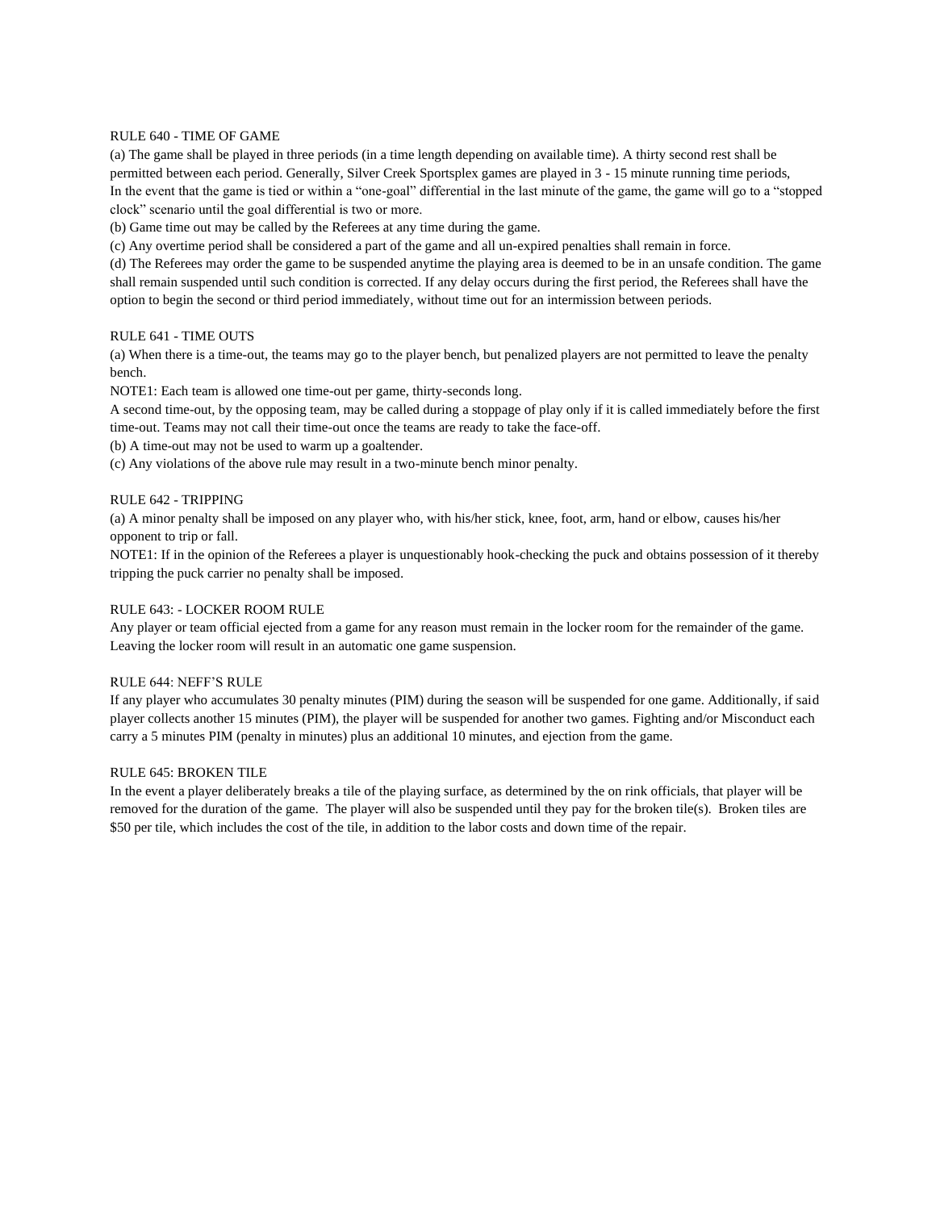RULE 640 - TIME OF GAME

(a) The game shall be played in three periods (in a time length depending on available time). A thirty second rest shall be permitted between each period. Generally, Silver Creek Sportsplex games are played in 3 - 15 minute running time periods,
In the event that the game is tied or within a "one-goal" differential in the last minute of the game, the game will go to a "stopped clock" scenario until the goal differential is two or more.

(b) Game time out may be called by the Referees at any time during the game.

(c) Any overtime period shall be considered a part of the game and all un-expired penalties shall remain in force.

(d) The Referees may order the game to be suspended anytime the playing area is deemed to be in an unsafe condition. The game shall remain suspended until such condition is corrected. If any delay occurs during the first period, the Referees shall have the option to begin the second or third period immediately, without time out for an intermission between periods.

RULE 641 - TIME OUTS

(a) When there is a time-out, the teams may go to the player bench, but penalized players are not permitted to leave the penalty bench.

NOTE1: Each team is allowed one time-out per game, thirty-seconds long.

A second time-out, by the opposing team, may be called during a stoppage of play only if it is called immediately before the first time-out. Teams may not call their time-out once the teams are ready to take the face-off.

(b) A time-out may not be used to warm up a goaltender.

(c) Any violations of the above rule may result in a two-minute bench minor penalty.

RULE 642 - TRIPPING

(a) A minor penalty shall be imposed on any player who, with his/her stick, knee, foot, arm, hand or elbow, causes his/her opponent to trip or fall.

NOTE1: If in the opinion of the Referees a player is unquestionably hook-checking the puck and obtains possession of it thereby tripping the puck carrier no penalty shall be imposed.

RULE 643: - LOCKER ROOM RULE

Any player or team official ejected from a game for any reason must remain in the locker room for the remainder of the game. Leaving the locker room will result in an automatic one game suspension.

RULE 644: NEFF'S RULE

If any player who accumulates 30 penalty minutes (PIM) during the season will be suspended for one game. Additionally, if said player collects another 15 minutes (PIM), the player will be suspended for another two games. Fighting and/or Misconduct each carry a 5 minutes PIM (penalty in minutes) plus an additional 10 minutes, and ejection from the game.

RULE 645: BROKEN TILE

In the event a player deliberately breaks a tile of the playing surface, as determined by the on rink officials, that player will be removed for the duration of the game. The player will also be suspended until they pay for the broken tile(s). Broken tiles are $50 per tile, which includes the cost of the tile, in addition to the labor costs and down time of the repair.